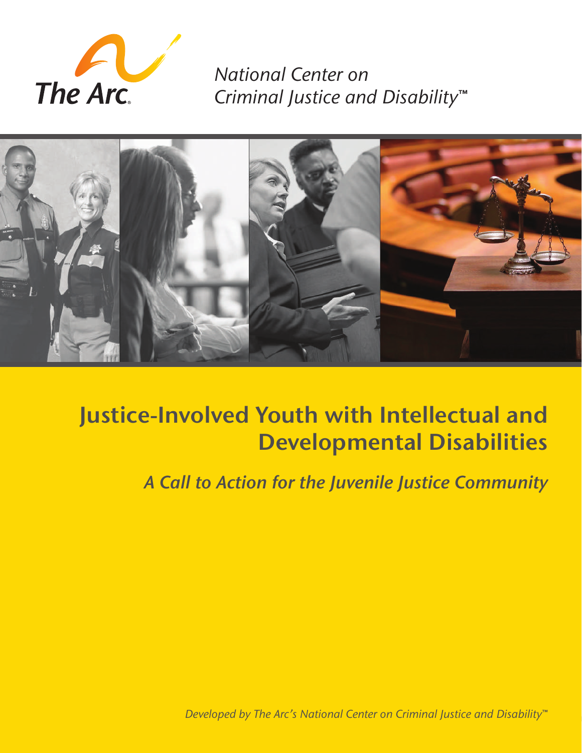The Arc.

*National Center on Criminal Justice and Disability™*

# Justice-Involved Youth with Intellectual and Developmental Disabilities

## *A Call to Action for the Juvenile Justice Community*

*Developed by The Arc's National Center on Criminal Justice and Disability™*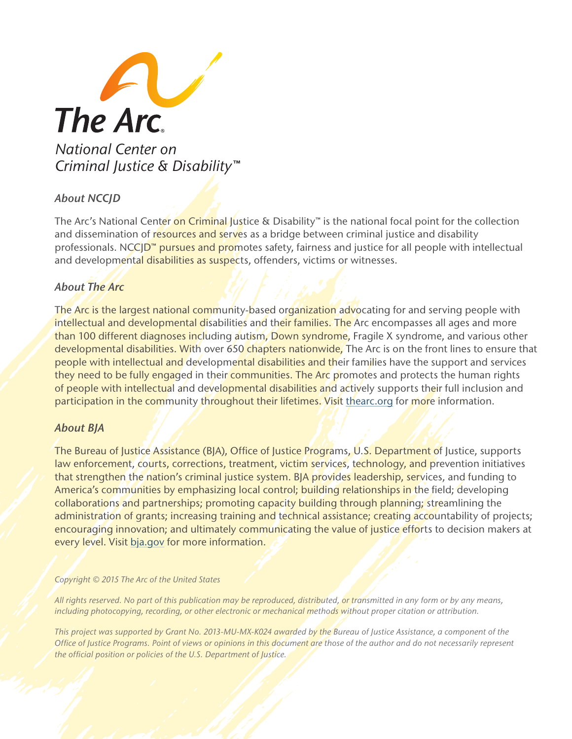# The Arc

*National Center on Criminal Justice & Disability™*

### *About NCCJD*

The Arc's National Center on Criminal Justice & Disability™ is the national focal point for the collection and dissemination of resources and serves as a bridge between criminal justice and disability professionals. NCCJD™ pursues and promotes safety, fairness and justice for all people with intellectual and developmental disabilities as suspects, offenders, victims or witnesses.

### *About The Arc*

The Arc is the largest national community-based organization advocating for and serving people with intellectual and developmental disabilities and their families. The Arc encompasses all ages and more than 100 different diagnoses including autism, Down syndrome, Fragile X syndrome, and various other developmental disabilities. With over 650 chapters nationwide, The Arc is on the front lines to ensure that people with intellectual and developmental disabilities and their families have the support and services they need to be fully engaged in their communities. The Arc promotes and protects the human rights of people with intellectual and developmental disabilities and actively supports their full inclusion and participation in the community throughout their lifetimes. Visit thearc.org for more information.

### *About BJA*

The Bureau of Justice Assistance (BJA), Office of Justice Programs, U.S. Department of Justice, supports law enforcement, courts, corrections, treatment, victim services, technology, and prevention initiatives that strengthen the nation's criminal justice system. BJA provides leadership, services, and funding to America's communities by emphasizing local control; building relationships in the field; developing collaborations and partnerships; promoting capacity building through planning; streamlining the administration of grants; increasing training and technical assistance; creating accountability of projects; encouraging innovation; and ultimately communicating the value of justice efforts to decision makers at every level. Visit bja.gov for more information.

*Copyright © 2015 The Arc of the United States*

*All rights reserved. No part of this publication may be reproduced, distributed, or transmitted in any form or by any means, including photocopying, recording, or other electronic or mechanical methods without proper citation or attribution.*

*This project was supported by Grant No. 2013-MU-MX-K024 awarded by the Bureau of Justice Assistance, a component of the Office of Justice Programs. Point of views or opinions in this document are those of the author and do not necessarily represent the official position or policies of the U.S. Department of Justice.*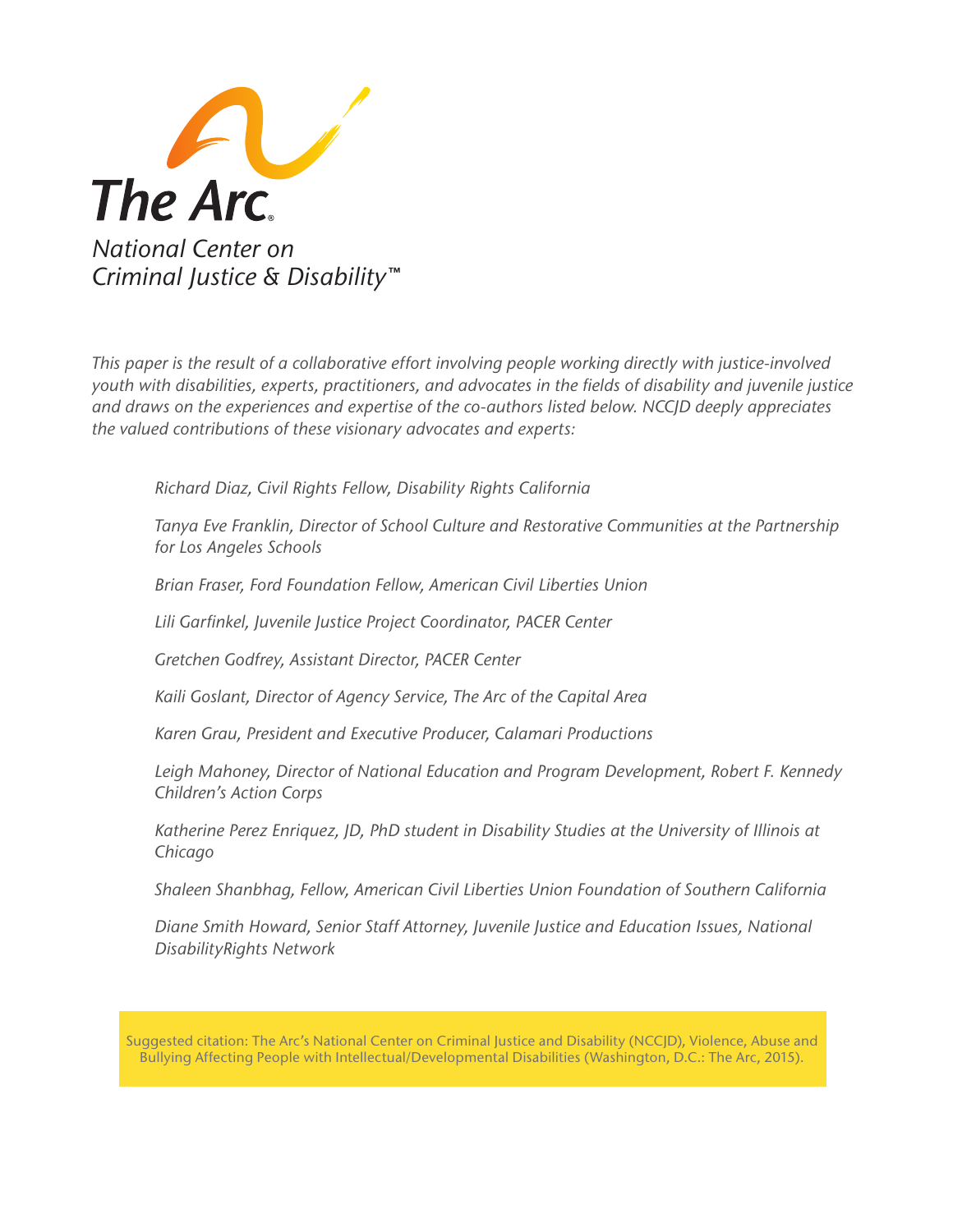**The Arc**

*National Center on Criminal Justice & Disability™*

*This paper is the result of a collaborative effort involving people working directly with justice-involved youth with disabilities, experts, practitioners, and advocates in the fields of disability and juvenile justice and draws on the experiences and expertise of the co-authors listed below. NCCJD deeply appreciates the valued contributions of these visionary advocates and experts:*

*Richard Diaz, Civil Rights Fellow, Disability Rights California*

*Tanya Eve Franklin, Director of School Culture and Restorative Communities at the Partnership for Los Angeles Schools*

*Brian Fraser, Ford Foundation Fellow, American Civil Liberties Union*

*Lili Garfinkel, Juvenile Justice Project Coordinator, PACER Center*

*Gretchen Godfrey, Assistant Director, PACER Center*

*Kaili Goslant, Director of Agency Service, The Arc of the Capital Area*

*Karen Grau, President and Executive Producer, Calamari Productions*

*Leigh Mahoney, Director of National Education and Program Development, Robert F. Kennedy Children's Action Corps*

*Katherine Perez Enriquez, JD, PhD student in Disability Studies at the University of Illinois at Chicago*

*Shaleen Shanbhag, Fellow, American Civil Liberties Union Foundation of Southern California*

*Diane Smith Howard, Senior Staff Attorney, Juvenile Justice and Education Issues, National DisabilityRights Network*

Suggested citation: The Arc's National Center on Criminal Justice and Disability (NCCJD), Violence, Abuse and Bullying Affecting People with Intellectual/Developmental Disabilities (Washington, D.C.: The Arc, 2015).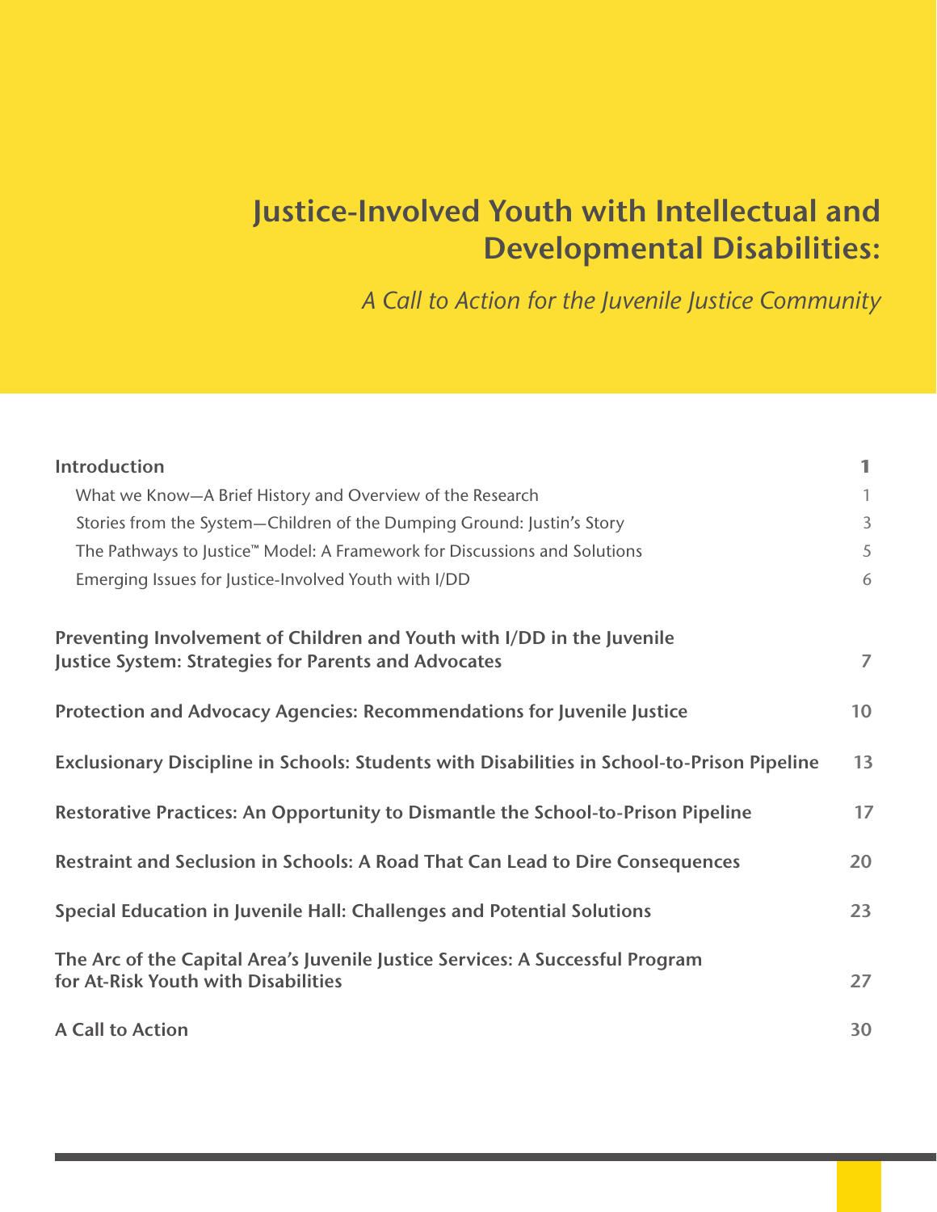# Justice-Involved Youth with Intellectual and Developmental Disabilities:

*A Call to Action for the Juvenile Justice Community*

| | |
|---|---|
| **Introduction** | **1** |
| What we Know—A Brief History and Overview of the Research | 1 |
| Stories from the System—Children of the Dumping Ground: Justin's Story | 3 |
| The Pathways to Justice™ Model: A Framework for Discussions and Solutions | 5 |
| Emerging Issues for Justice-Involved Youth with I/DD | 6 |
| **Preventing Involvement of Children and Youth with I/DD in the Juvenile Justice System: Strategies for Parents and Advocates** | **7** |
| **Protection and Advocacy Agencies: Recommendations for Juvenile Justice** | **10** |
| **Exclusionary Discipline in Schools: Students with Disabilities in School-to-Prison Pipeline** | **13** |
| **Restorative Practices: An Opportunity to Dismantle the School-to-Prison Pipeline** | **17** |
| **Restraint and Seclusion in Schools: A Road That Can Lead to Dire Consequences** | **20** |
| **Special Education in Juvenile Hall: Challenges and Potential Solutions** | **23** |
| **The Arc of the Capital Area's Juvenile Justice Services: A Successful Program for At-Risk Youth with Disabilities** | **27** |
| **A Call to Action** | **30** |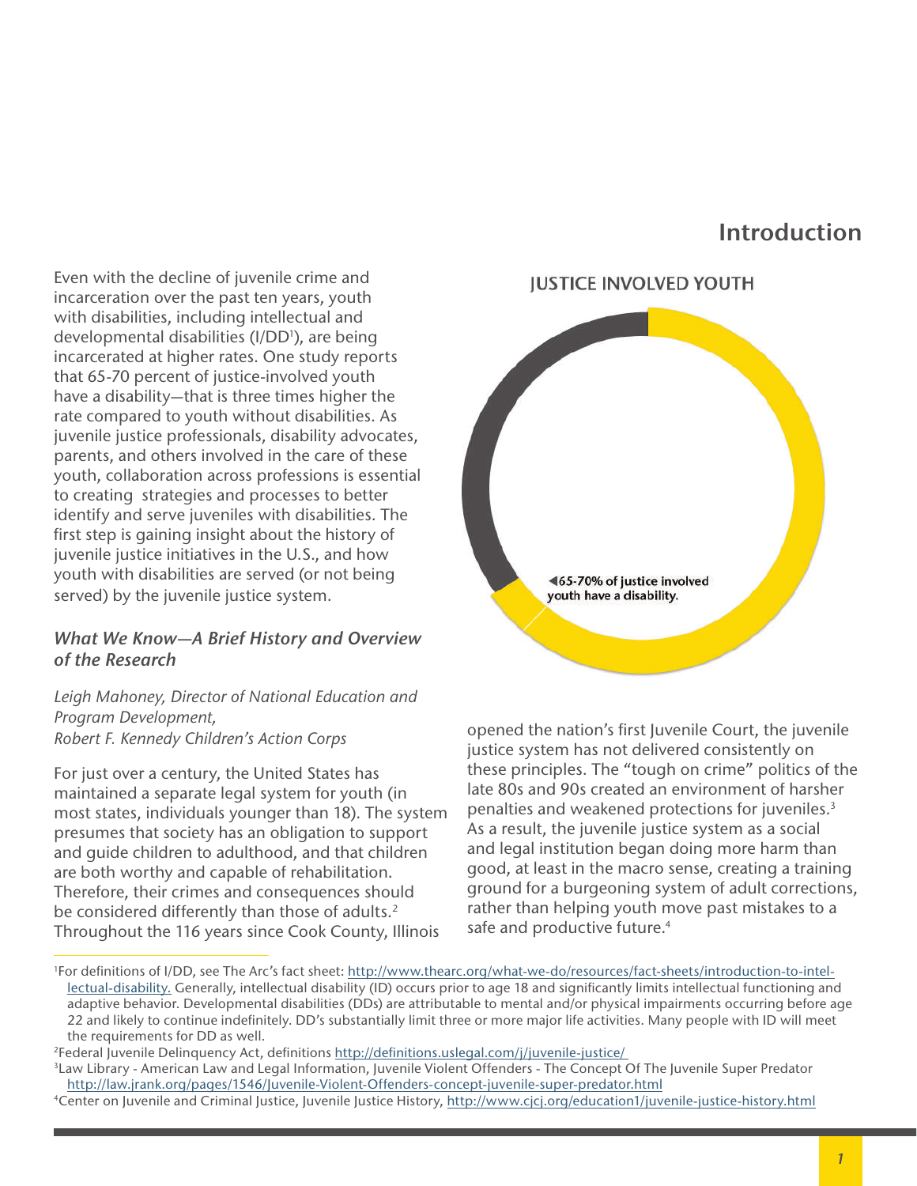## Introduction

Even with the decline of juvenile crime and incarceration over the past ten years, youth with disabilities, including intellectual and developmental disabilities (I/DD[1]), are being incarcerated at higher rates. One study reports that 65-70 percent of justice-involved youth have a disability—that is three times higher the rate compared to youth without disabilities. As juvenile justice professionals, disability advocates, parents, and others involved in the care of these youth, collaboration across professions is essential to creating strategies and processes to better identify and serve juveniles with disabilities. The first step is gaining insight about the history of juvenile justice initiatives in the U.S., and how youth with disabilities are served (or not being served) by the juvenile justice system.

**JUSTICE INVOLVED YOUTH**

◀65-70% of justice involved youth have a disability.

### *What We Know—A Brief History and Overview of the Research*

*Leigh Mahoney, Director of National Education and Program Development,*
*Robert F. Kennedy Children's Action Corps*

For just over a century, the United States has maintained a separate legal system for youth (in most states, individuals younger than 18). The system presumes that society has an obligation to support and guide children to adulthood, and that children are both worthy and capable of rehabilitation. Therefore, their crimes and consequences should be considered differently than those of adults.[2] Throughout the 116 years since Cook County, Illinois opened the nation's first Juvenile Court, the juvenile justice system has not delivered consistently on these principles. The "tough on crime" politics of the late 80s and 90s created an environment of harsher penalties and weakened protections for juveniles.[3] As a result, the juvenile justice system as a social and legal institution began doing more harm than good, at least in the macro sense, creating a training ground for a burgeoning system of adult corrections, rather than helping youth move past mistakes to a safe and productive future.[4]

---

[1] For definitions of I/DD, see The Arc's fact sheet: http://www.thearc.org/what-we-do/resources/fact-sheets/introduction-to-intellectual-disability. Generally, intellectual disability (ID) occurs prior to age 18 and significantly limits intellectual functioning and adaptive behavior. Developmental disabilities (DDs) are attributable to mental and/or physical impairments occurring before age 22 and likely to continue indefinitely. DD's substantially limit three or more major life activities. Many people with ID will meet the requirements for DD as well.

[2] Federal Juvenile Delinquency Act, definitions http://definitions.uslegal.com/j/juvenile-justice/

[3] Law Library - American Law and Legal Information, Juvenile Violent Offenders - The Concept Of The Juvenile Super Predator http://law.jrank.org/pages/1546/Juvenile-Violent-Offenders-concept-juvenile-super-predator.html

[4] Center on Juvenile and Criminal Justice, Juvenile Justice History, http://www.cjcj.org/education1/juvenile-justice-history.html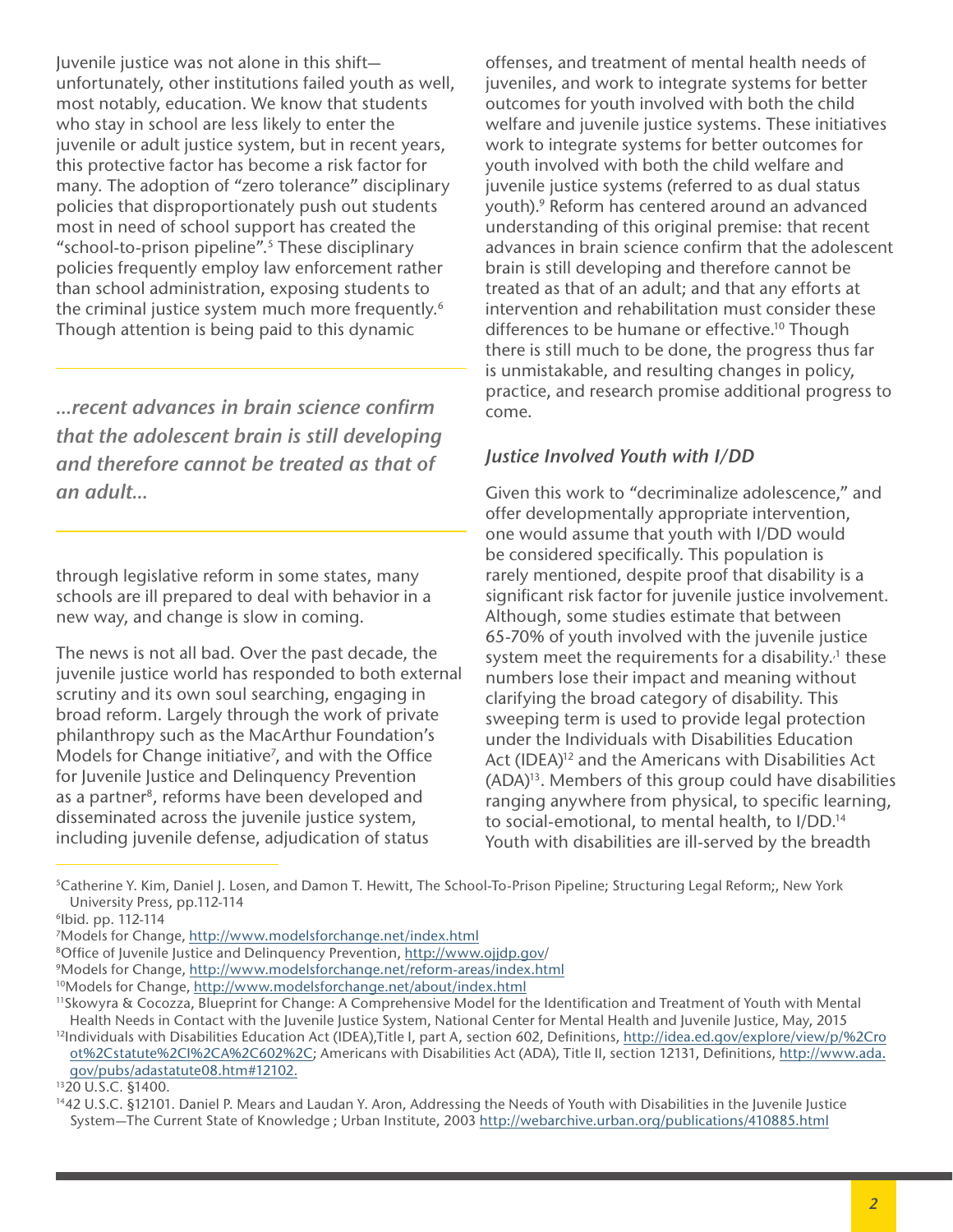Juvenile justice was not alone in this shift—unfortunately, other institutions failed youth as well, most notably, education. We know that students who stay in school are less likely to enter the juvenile or adult justice system, but in recent years, this protective factor has become a risk factor for many. The adoption of "zero tolerance" disciplinary policies that disproportionately push out students most in need of school support has created the "school-to-prison pipeline".[5] These disciplinary policies frequently employ law enforcement rather than school administration, exposing students to the criminal justice system much more frequently.[6] Though attention is being paid to this dynamic through legislative reform in some states, many schools are ill prepared to deal with behavior in a new way, and change is slow in coming.

> ***...recent advances in brain science confirm that the adolescent brain is still developing and therefore cannot be treated as that of an adult...***

The news is not all bad. Over the past decade, the juvenile justice world has responded to both external scrutiny and its own soul searching, engaging in broad reform. Largely through the work of private philanthropy such as the MacArthur Foundation's Models for Change initiative[7], and with the Office for Juvenile Justice and Delinquency Prevention as a partner[8], reforms have been developed and disseminated across the juvenile justice system, including juvenile defense, adjudication of status offenses, and treatment of mental health needs of juveniles, and work to integrate systems for better outcomes for youth involved with both the child welfare and juvenile justice systems. These initiatives work to integrate systems for better outcomes for youth involved with both the child welfare and juvenile justice systems (referred to as dual status youth).[9] Reform has centered around an advanced understanding of this original premise: that recent advances in brain science confirm that the adolescent brain is still developing and therefore cannot be treated as that of an adult; and that any efforts at intervention and rehabilitation must consider these differences to be humane or effective.[10] Though there is still much to be done, the progress thus far is unmistakable, and resulting changes in policy, practice, and research promise additional progress to come.

### *Justice Involved Youth with I/DD*

Given this work to "decriminalize adolescence," and offer developmentally appropriate intervention, one would assume that youth with I/DD would be considered specifically. This population is rarely mentioned, despite proof that disability is a significant risk factor for juvenile justice involvement. Although, some studies estimate that between 65-70% of youth involved with the juvenile justice system meet the requirements for a disability,[11] these numbers lose their impact and meaning without clarifying the broad category of disability. This sweeping term is used to provide legal protection under the Individuals with Disabilities Education Act (IDEA)[12] and the Americans with Disabilities Act (ADA)[13]. Members of this group could have disabilities ranging anywhere from physical, to specific learning, to social-emotional, to mental health, to I/DD.[14] Youth with disabilities are ill-served by the breadth

---

[5] Catherine Y. Kim, Daniel J. Losen, and Damon T. Hewitt, The School-To-Prison Pipeline; Structuring Legal Reform;, New York University Press, pp.112-114

[6] Ibid. pp. 112-114

[7] Models for Change, http://www.modelsforchange.net/index.html

[8] Office of Juvenile Justice and Delinquency Prevention, http://www.ojjdp.gov/

[9] Models for Change, http://www.modelsforchange.net/reform-areas/index.html

[10] Models for Change, http://www.modelsforchange.net/about/index.html

[11] Skowyra & Cocozza, Blueprint for Change: A Comprehensive Model for the Identification and Treatment of Youth with Mental Health Needs in Contact with the Juvenile Justice System, National Center for Mental Health and Juvenile Justice, May, 2015

[12] Individuals with Disabilities Education Act (IDEA),Title I, part A, section 602, Definitions, http://idea.ed.gov/explore/view/p/%2Croot%2Cstatute%2CI%2CA%2C602%2C; Americans with Disabilities Act (ADA), Title II, section 12131, Definitions, http://www.ada.gov/pubs/adastatute08.htm#12102.

[13] 20 U.S.C. §1400.

[14] 42 U.S.C. §12101. Daniel P. Mears and Laudan Y. Aron, Addressing the Needs of Youth with Disabilities in the Juvenile Justice System—The Current State of Knowledge ; Urban Institute, 2003 http://webarchive.urban.org/publications/410885.html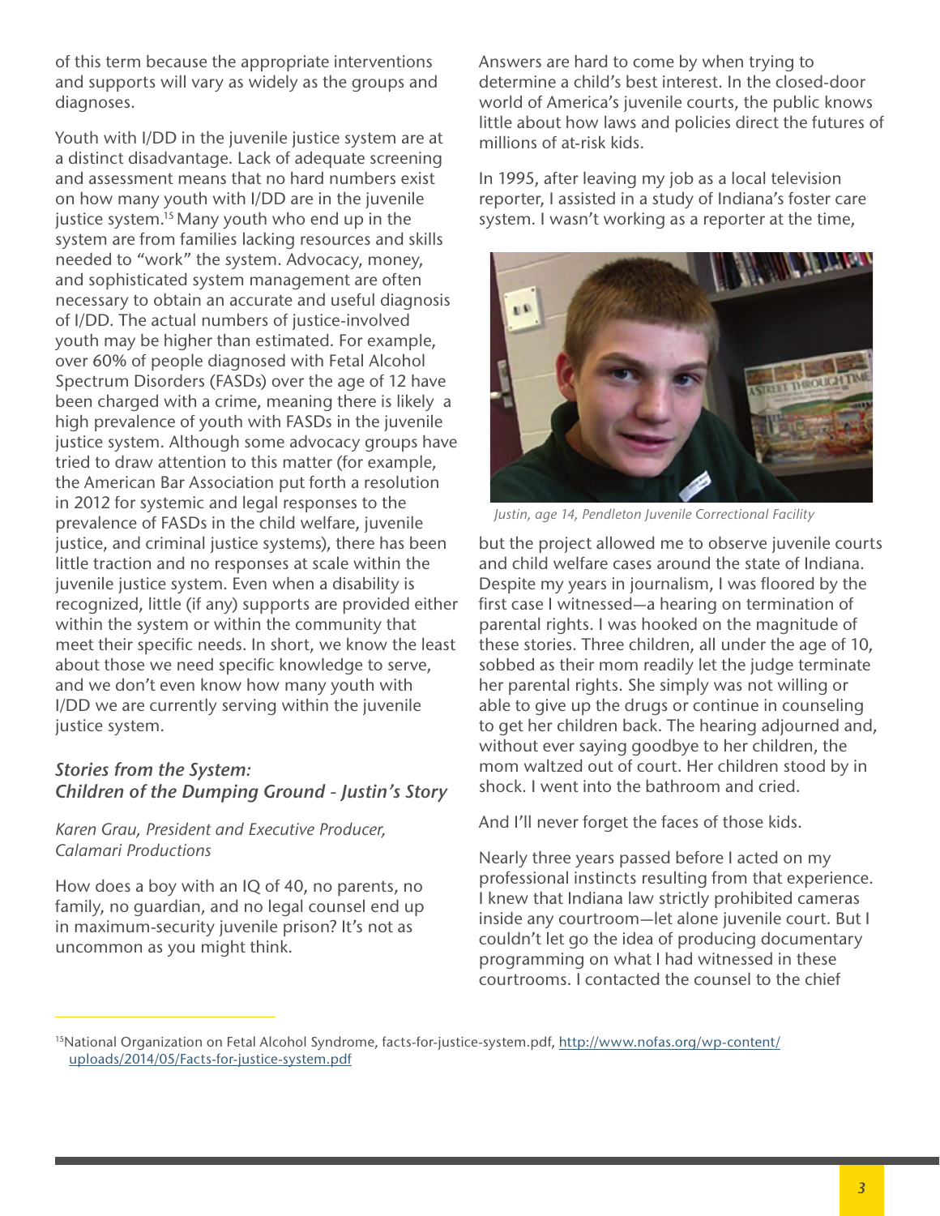of this term because the appropriate interventions and supports will vary as widely as the groups and diagnoses.

Youth with I/DD in the juvenile justice system are at a distinct disadvantage. Lack of adequate screening and assessment means that no hard numbers exist on how many youth with I/DD are in the juvenile justice system.[15] Many youth who end up in the system are from families lacking resources and skills needed to "work" the system. Advocacy, money, and sophisticated system management are often necessary to obtain an accurate and useful diagnosis of I/DD. The actual numbers of justice-involved youth may be higher than estimated. For example, over 60% of people diagnosed with Fetal Alcohol Spectrum Disorders (FASDs) over the age of 12 have been charged with a crime, meaning there is likely a high prevalence of youth with FASDs in the juvenile justice system. Although some advocacy groups have tried to draw attention to this matter (for example, the American Bar Association put forth a resolution in 2012 for systemic and legal responses to the prevalence of FASDs in the child welfare, juvenile justice, and criminal justice systems), there has been little traction and no responses at scale within the juvenile justice system. Even when a disability is recognized, little (if any) supports are provided either within the system or within the community that meet their specific needs. In short, we know the least about those we need specific knowledge to serve, and we don't even know how many youth with I/DD we are currently serving within the juvenile justice system.

### *Stories from the System: Children of the Dumping Ground - Justin's Story*

*Karen Grau, President and Executive Producer, Calamari Productions*

How does a boy with an IQ of 40, no parents, no family, no guardian, and no legal counsel end up in maximum-security juvenile prison? It's not as uncommon as you might think.

Answers are hard to come by when trying to determine a child's best interest. In the closed-door world of America's juvenile courts, the public knows little about how laws and policies direct the futures of millions of at-risk kids.

In 1995, after leaving my job as a local television reporter, I assisted in a study of Indiana's foster care system. I wasn't working as a reporter at the time, but the project allowed me to observe juvenile courts and child welfare cases around the state of Indiana. Despite my years in journalism, I was floored by the first case I witnessed—a hearing on termination of parental rights. I was hooked on the magnitude of these stories. Three children, all under the age of 10, sobbed as their mom readily let the judge terminate her parental rights. She simply was not willing or able to give up the drugs or continue in counseling to get her children back. The hearing adjourned and, without ever saying goodbye to her children, the mom waltzed out of court. Her children stood by in shock. I went into the bathroom and cried.

*Justin, age 14, Pendleton Juvenile Correctional Facility*

And I'll never forget the faces of those kids.

Nearly three years passed before I acted on my professional instincts resulting from that experience. I knew that Indiana law strictly prohibited cameras inside any courtroom—let alone juvenile court. But I couldn't let go the idea of producing documentary programming on what I had witnessed in these courtrooms. I contacted the counsel to the chief

---

[15] National Organization on Fetal Alcohol Syndrome, facts-for-justice-system.pdf, http://www.nofas.org/wp-content/uploads/2014/05/Facts-for-justice-system.pdf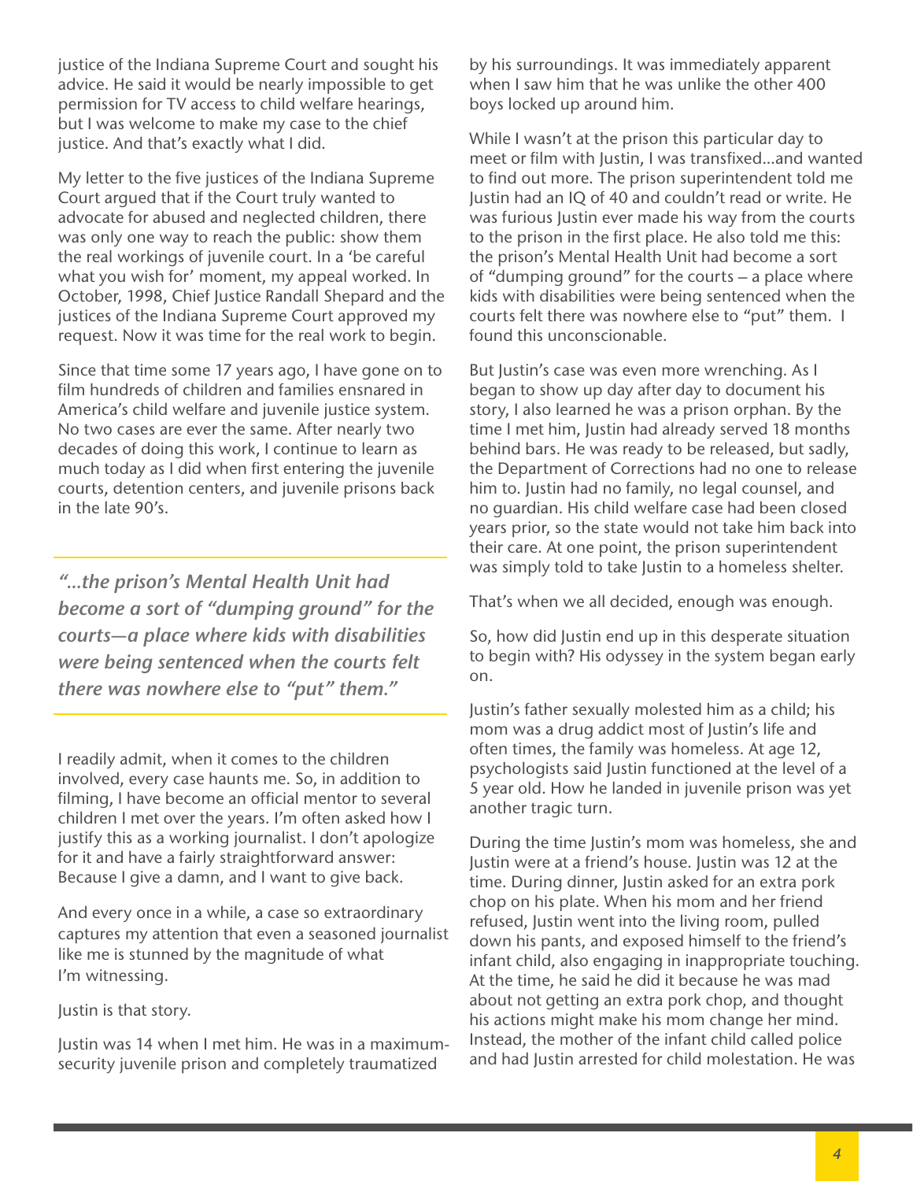justice of the Indiana Supreme Court and sought his advice. He said it would be nearly impossible to get permission for TV access to child welfare hearings, but I was welcome to make my case to the chief justice. And that's exactly what I did.

My letter to the five justices of the Indiana Supreme Court argued that if the Court truly wanted to advocate for abused and neglected children, there was only one way to reach the public: show them the real workings of juvenile court. In a 'be careful what you wish for' moment, my appeal worked. In October, 1998, Chief Justice Randall Shepard and the justices of the Indiana Supreme Court approved my request. Now it was time for the real work to begin.

Since that time some 17 years ago, I have gone on to film hundreds of children and families ensnared in America's child welfare and juvenile justice system. No two cases are ever the same. After nearly two decades of doing this work, I continue to learn as much today as I did when first entering the juvenile courts, detention centers, and juvenile prisons back in the late 90's.

> ***"...the prison's Mental Health Unit had become a sort of "dumping ground" for the courts—a place where kids with disabilities were being sentenced when the courts felt there was nowhere else to "put" them."***

I readily admit, when it comes to the children involved, every case haunts me. So, in addition to filming, I have become an official mentor to several children I met over the years. I'm often asked how I justify this as a working journalist. I don't apologize for it and have a fairly straightforward answer: Because I give a damn, and I want to give back.

And every once in a while, a case so extraordinary captures my attention that even a seasoned journalist like me is stunned by the magnitude of what I'm witnessing.

Justin is that story.

Justin was 14 when I met him. He was in a maximum-security juvenile prison and completely traumatized by his surroundings. It was immediately apparent when I saw him that he was unlike the other 400 boys locked up around him.

While I wasn't at the prison this particular day to meet or film with Justin, I was transfixed...and wanted to find out more. The prison superintendent told me Justin had an IQ of 40 and couldn't read or write. He was furious Justin ever made his way from the courts to the prison in the first place. He also told me this: the prison's Mental Health Unit had become a sort of "dumping ground" for the courts – a place where kids with disabilities were being sentenced when the courts felt there was nowhere else to "put" them. I found this unconscionable.

But Justin's case was even more wrenching. As I began to show up day after day to document his story, I also learned he was a prison orphan. By the time I met him, Justin had already served 18 months behind bars. He was ready to be released, but sadly, the Department of Corrections had no one to release him to. Justin had no family, no legal counsel, and no guardian. His child welfare case had been closed years prior, so the state would not take him back into their care. At one point, the prison superintendent was simply told to take Justin to a homeless shelter.

That's when we all decided, enough was enough.

So, how did Justin end up in this desperate situation to begin with? His odyssey in the system began early on.

Justin's father sexually molested him as a child; his mom was a drug addict most of Justin's life and often times, the family was homeless. At age 12, psychologists said Justin functioned at the level of a 5 year old. How he landed in juvenile prison was yet another tragic turn.

During the time Justin's mom was homeless, she and Justin were at a friend's house. Justin was 12 at the time. During dinner, Justin asked for an extra pork chop on his plate. When his mom and her friend refused, Justin went into the living room, pulled down his pants, and exposed himself to the friend's infant child, also engaging in inappropriate touching. At the time, he said he did it because he was mad about not getting an extra pork chop, and thought his actions might make his mom change her mind. Instead, the mother of the infant child called police and had Justin arrested for child molestation. He was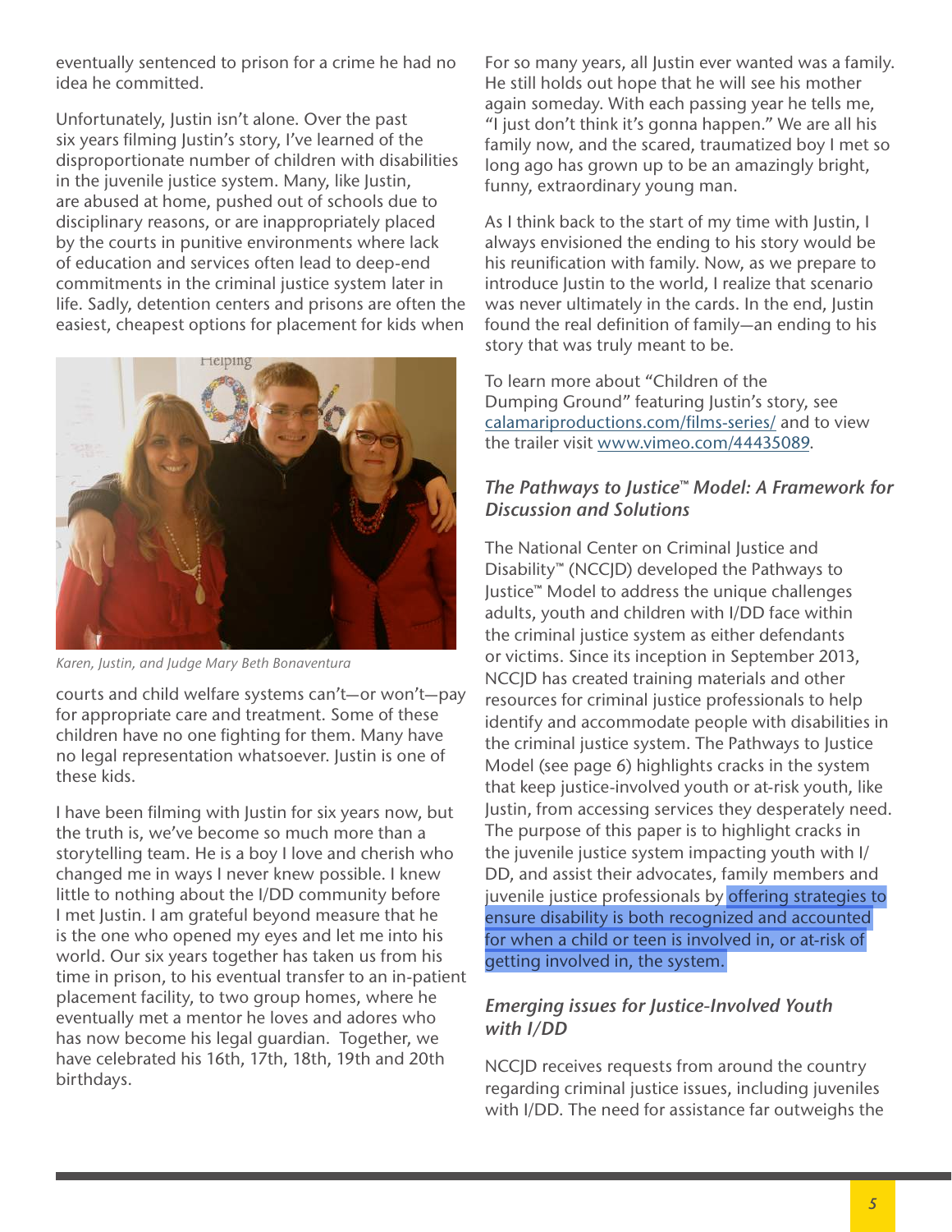eventually sentenced to prison for a crime he had no idea he committed.

Unfortunately, Justin isn't alone. Over the past six years filming Justin's story, I've learned of the disproportionate number of children with disabilities in the juvenile justice system. Many, like Justin, are abused at home, pushed out of schools due to disciplinary reasons, or are inappropriately placed by the courts in punitive environments where lack of education and services often lead to deep-end commitments in the criminal justice system later in life. Sadly, detention centers and prisons are often the easiest, cheapest options for placement for kids when courts and child welfare systems can't—or won't—pay for appropriate care and treatment. Some of these children have no one fighting for them. Many have no legal representation whatsoever. Justin is one of these kids.

*Karen, Justin, and Judge Mary Beth Bonaventura*

I have been filming with Justin for six years now, but the truth is, we've become so much more than a storytelling team. He is a boy I love and cherish who changed me in ways I never knew possible. I knew little to nothing about the I/DD community before I met Justin. I am grateful beyond measure that he is the one who opened my eyes and let me into his world. Our six years together has taken us from his time in prison, to his eventual transfer to an in-patient placement facility, to two group homes, where he eventually met a mentor he loves and adores who has now become his legal guardian. Together, we have celebrated his 16th, 17th, 18th, 19th and 20th birthdays.

For so many years, all Justin ever wanted was a family. He still holds out hope that he will see his mother again someday. With each passing year he tells me, "I just don't think it's gonna happen." We are all his family now, and the scared, traumatized boy I met so long ago has grown up to be an amazingly bright, funny, extraordinary young man.

As I think back to the start of my time with Justin, I always envisioned the ending to his story would be his reunification with family. Now, as we prepare to introduce Justin to the world, I realize that scenario was never ultimately in the cards. In the end, Justin found the real definition of family—an ending to his story that was truly meant to be.

To learn more about "Children of the Dumping Ground" featuring Justin's story, see calamariproductions.com/films-series/ and to view the trailer visit www.vimeo.com/44435089.

### *The Pathways to Justice™ Model: A Framework for Discussion and Solutions*

The National Center on Criminal Justice and Disability™ (NCCJD) developed the Pathways to Justice™ Model to address the unique challenges adults, youth and children with I/DD face within the criminal justice system as either defendants or victims. Since its inception in September 2013, NCCJD has created training materials and other resources for criminal justice professionals to help identify and accommodate people with disabilities in the criminal justice system. The Pathways to Justice Model (see page 6) highlights cracks in the system that keep justice-involved youth or at-risk youth, like Justin, from accessing services they desperately need. The purpose of this paper is to highlight cracks in the juvenile justice system impacting youth with I/DD, and assist their advocates, family members and juvenile justice professionals by offering strategies to ensure disability is both recognized and accounted for when a child or teen is involved in, or at-risk of getting involved in, the system.

### *Emerging issues for Justice-Involved Youth with I/DD*

NCCJD receives requests from around the country regarding criminal justice issues, including juveniles with I/DD. The need for assistance far outweighs the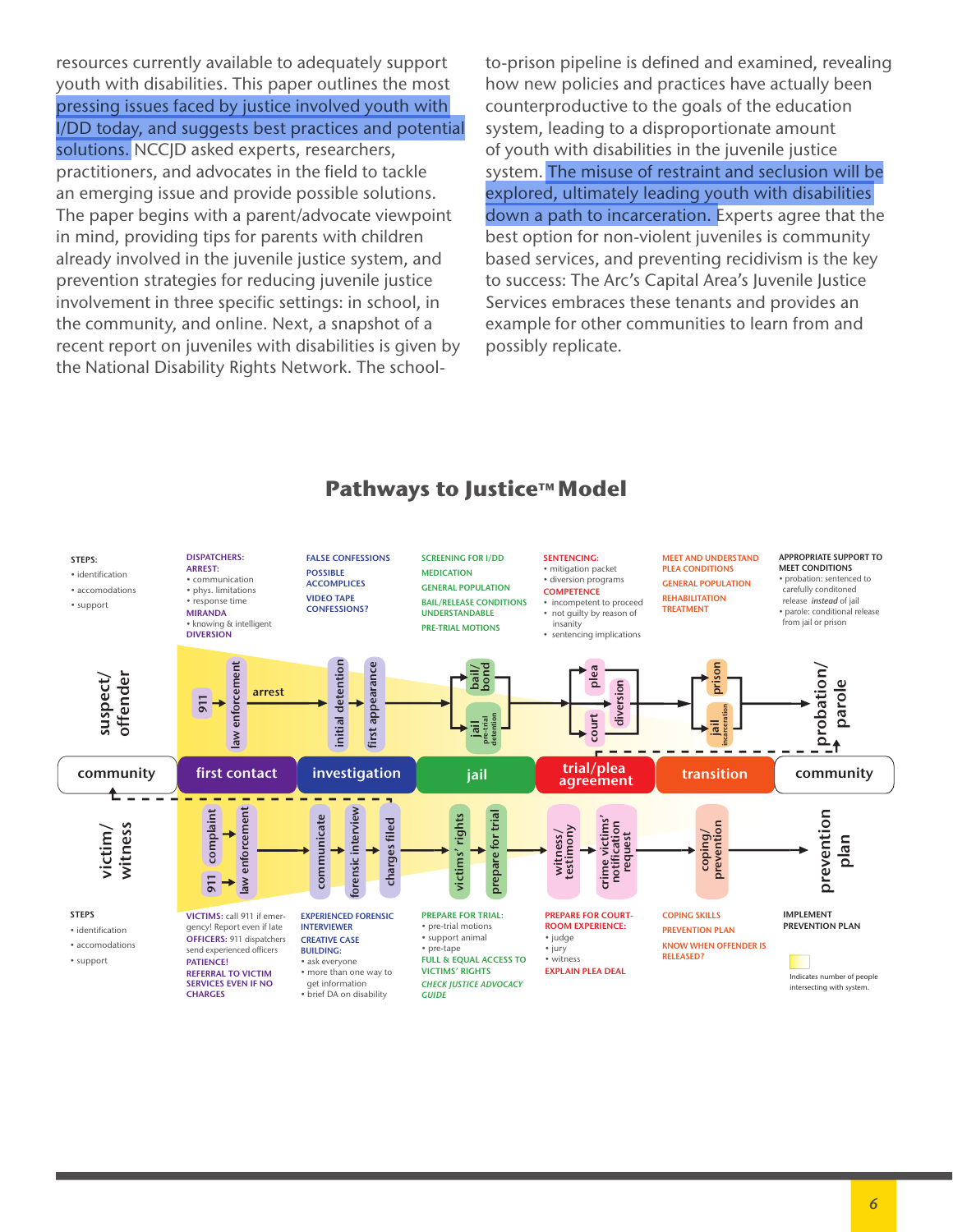resources currently available to adequately support youth with disabilities. This paper outlines the most pressing issues faced by justice involved youth with I/DD today, and suggests best practices and potential solutions. NCCJD asked experts, researchers, practitioners, and advocates in the field to tackle an emerging issue and provide possible solutions. The paper begins with a parent/advocate viewpoint in mind, providing tips for parents with children already involved in the juvenile justice system, and prevention strategies for reducing juvenile justice involvement in three specific settings: in school, in the community, and online. Next, a snapshot of a recent report on juveniles with disabilities is given by the National Disability Rights Network. The school-to-prison pipeline is defined and examined, revealing how new policies and practices have actually been counterproductive to the goals of the education system, leading to a disproportionate amount of youth with disabilities in the juvenile justice system. The misuse of restraint and seclusion will be explored, ultimately leading youth with disabilities down a path to incarceration. Experts agree that the best option for non-violent juveniles is community based services, and preventing recidivism is the key to success: The Arc's Capital Area's Juvenile Justice Services embraces these tenants and provides an example for other communities to learn from and possibly replicate.

## Pathways to Justice™ Model

**STEPS:**
- identification
- accomodations
- support

**DISPATCHERS:**
**ARREST:**
- communication
- phys. limitations
- response time

**MIRANDA**
- knowing & intelligent

**DIVERSION**

**FALSE CONFESSIONS**
**POSSIBLE ACCOMPLICES**
**VIDEO TAPE CONFESSIONS?**

**SCREENING FOR I/DD**
**MEDICATION**
**GENERAL POPULATION**
**BAIL/RELEASE CONDITIONS UNDERSTANDABLE**
**PRE-TRIAL MOTIONS**

**SENTENCING:**
- mitigation packet
- diversion programs

**COMPETENCE**
- incompetent to proceed
- not guilty by reason of insanity
- sentencing implications

**MEET AND UNDERSTAND PLEA CONDITIONS**
**GENERAL POPULATION**
**REHABILITATION TREATMENT**

**APPROPRIATE SUPPORT TO MEET CONDITIONS**
- probation: sentenced to carefully conditoned release *instead* of jail
- parole: conditional release from jail or prison

suspect/offender: 911 → law enforcement → arrest → initial detention → first appearance → bail/bond / jail (pre-trial detention) → plea / court → diversion → prison / jail (incarceration) → probation/parole

community | first contact | investigation | jail | trial/plea agreement | transition | community

victim/witness: 911 / complaint → law enforcement → communicate → forensic interview → charges filed → victims' rights → prepare for trial → witness/testimony → crime victims' notification request → coping/prevention → prevention plan

**STEPS**
- identification
- accomodations
- support

**VICTIMS:** call 911 if emergency! Report even if late
**OFFICERS:** 911 dispatchers send experienced officers
**PATIENCE!**
**REFERRAL TO VICTIM SERVICES EVEN IF NO CHARGES**

**EXPERIENCED FORENSIC INTERVIEWER**
**CREATIVE CASE BUILDING:**
- ask everyone
- more than one way to get information
- brief DA on disability

**PREPARE FOR TRIAL:**
- pre-trial motions
- support animal
- pre-tape

**FULL & EQUAL ACCESS TO VICTIMS' RIGHTS**
***CHECK JUSTICE ADVOCACY GUIDE***

**PREPARE FOR COURTROOM EXPERIENCE:**
- judge
- jury
- witness

**EXPLAIN PLEA DEAL**

**COPING SKILLS**
**PREVENTION PLAN**
**KNOW WHEN OFFENDER IS RELEASED?**

**IMPLEMENT PREVENTION PLAN**

Indicates number of people intersecting with system.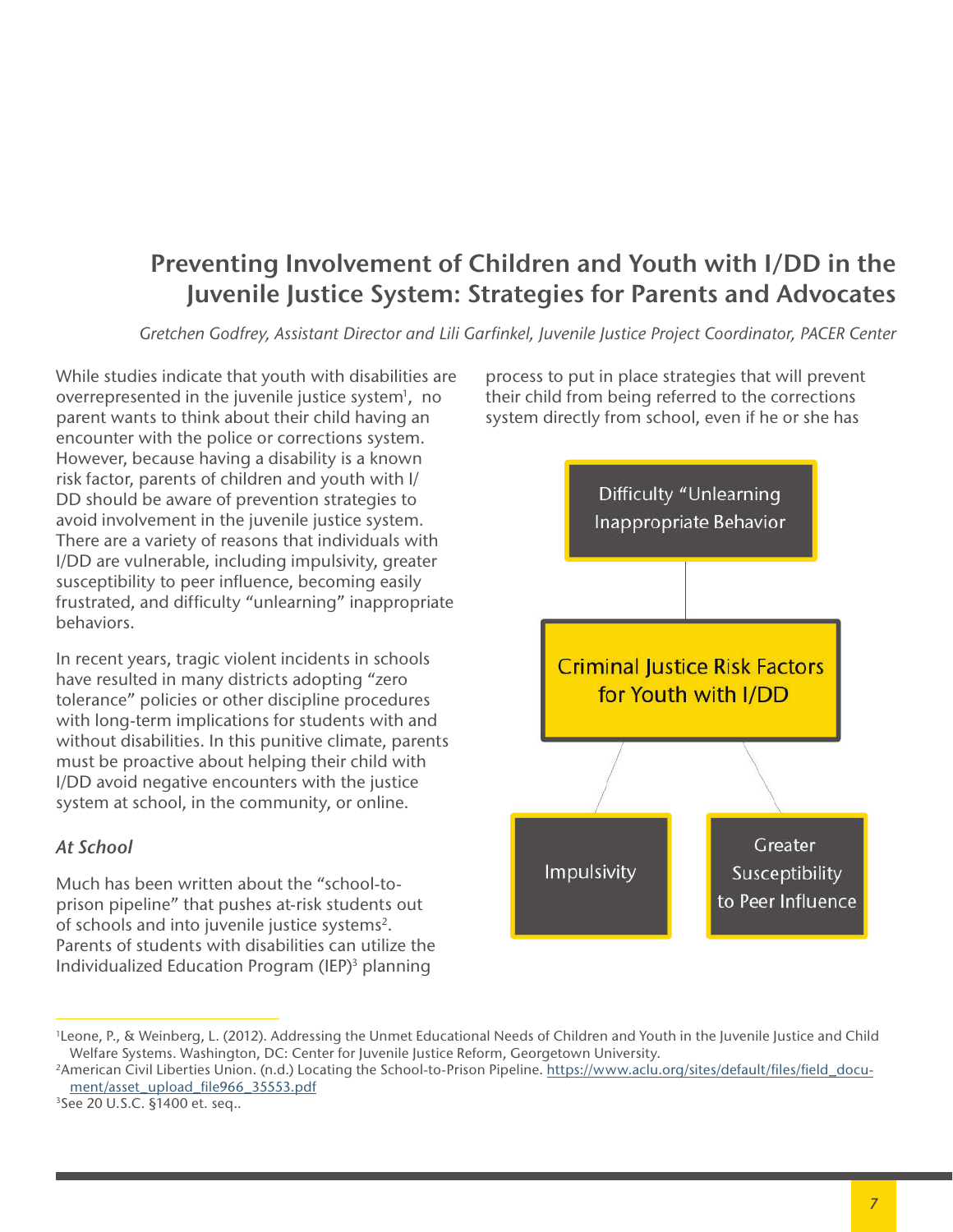## Preventing Involvement of Children and Youth with I/DD in the Juvenile Justice System: Strategies for Parents and Advocates

*Gretchen Godfrey, Assistant Director and Lili Garfinkel, Juvenile Justice Project Coordinator, PACER Center*

While studies indicate that youth with disabilities are overrepresented in the juvenile justice system[1], no parent wants to think about their child having an encounter with the police or corrections system. However, because having a disability is a known risk factor, parents of children and youth with I/DD should be aware of prevention strategies to avoid involvement in the juvenile justice system. There are a variety of reasons that individuals with I/DD are vulnerable, including impulsivity, greater susceptibility to peer influence, becoming easily frustrated, and difficulty "unlearning" inappropriate behaviors.

In recent years, tragic violent incidents in schools have resulted in many districts adopting "zero tolerance" policies or other discipline procedures with long-term implications for students with and without disabilities. In this punitive climate, parents must be proactive about helping their child with I/DD avoid negative encounters with the justice system at school, in the community, or online.

### *At School*

Much has been written about the "school-to-prison pipeline" that pushes at-risk students out of schools and into juvenile justice systems[2]. Parents of students with disabilities can utilize the Individualized Education Program (IEP)[3] planning process to put in place strategies that will prevent their child from being referred to the corrections system directly from school, even if he or she has

**Criminal Justice Risk Factors for Youth with I/DD**

- Difficulty "Unlearning Inappropriate Behavior
- Impulsivity
- Greater Susceptibility to Peer Influence

---

[1] Leone, P., & Weinberg, L. (2012). Addressing the Unmet Educational Needs of Children and Youth in the Juvenile Justice and Child Welfare Systems. Washington, DC: Center for Juvenile Justice Reform, Georgetown University.

[2] American Civil Liberties Union. (n.d.) Locating the School-to-Prison Pipeline. https://www.aclu.org/sites/default/files/field_document/asset_upload_file966_35553.pdf

[3] See 20 U.S.C. §1400 et. seq..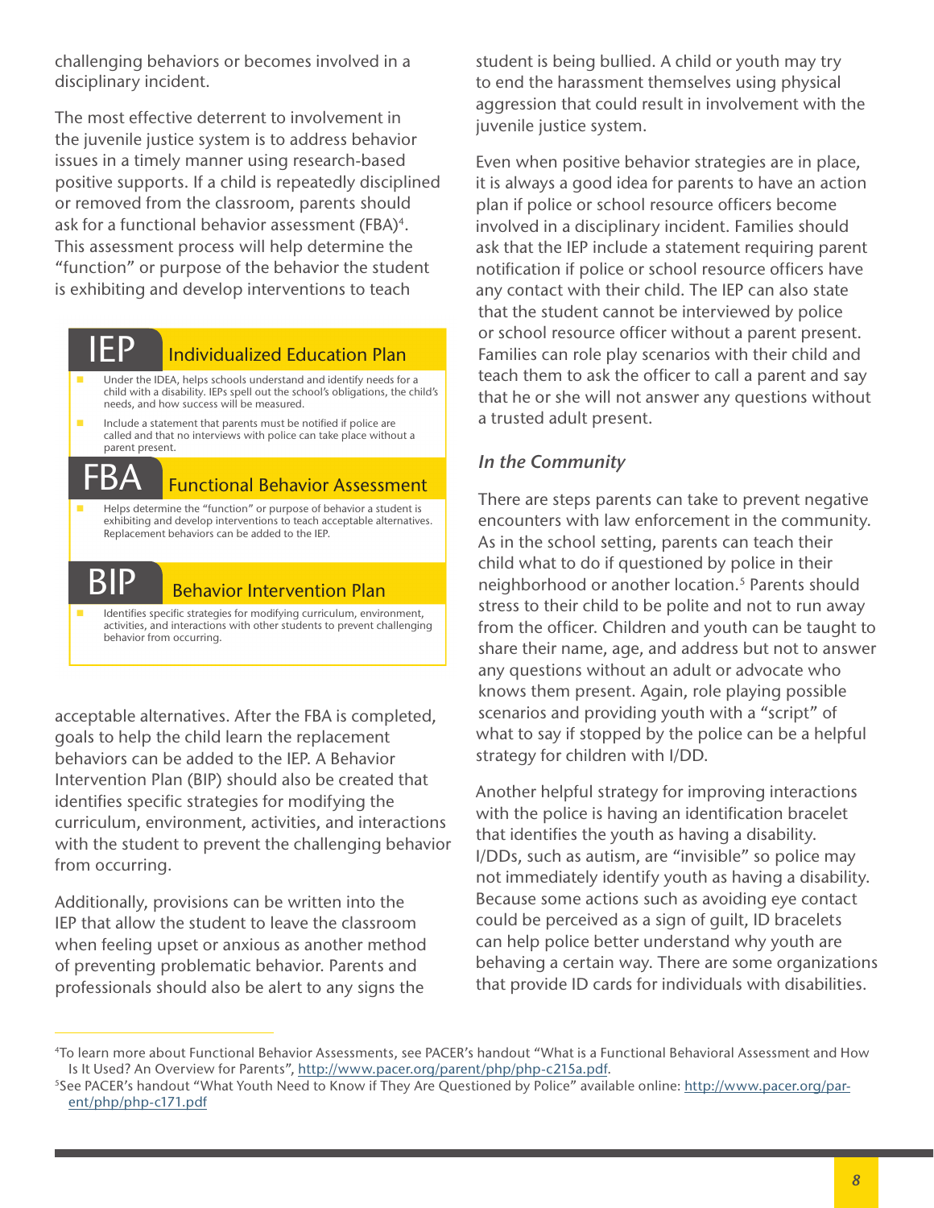challenging behaviors or becomes involved in a disciplinary incident.

The most effective deterrent to involvement in the juvenile justice system is to address behavior issues in a timely manner using research-based positive supports. If a child is repeatedly disciplined or removed from the classroom, parents should ask for a functional behavior assessment (FBA)[4]. This assessment process will help determine the "function" or purpose of the behavior the student is exhibiting and develop interventions to teach acceptable alternatives. After the FBA is completed, goals to help the child learn the replacement behaviors can be added to the IEP. A Behavior Intervention Plan (BIP) should also be created that identifies specific strategies for modifying the curriculum, environment, activities, and interactions with the student to prevent the challenging behavior from occurring.

> **IEP — Individualized Education Plan**
> - Under the IDEA, helps schools understand and identify needs for a child with a disability. IEPs spell out the school's obligations, the child's needs, and how success will be measured.
> - Include a statement that parents must be notified if police are called and that no interviews with police can take place without a parent present.
>
> **FBA — Functional Behavior Assessment**
> - Helps determine the "function" or purpose of behavior a student is exhibiting and develop interventions to teach acceptable alternatives. Replacement behaviors can be added to the IEP.
>
> **BIP — Behavior Intervention Plan**
> - Identifies specific strategies for modifying curriculum, environment, activities, and interactions with other students to prevent challenging behavior from occurring.

Additionally, provisions can be written into the IEP that allow the student to leave the classroom when feeling upset or anxious as another method of preventing problematic behavior. Parents and professionals should also be alert to any signs the student is being bullied. A child or youth may try to end the harassment themselves using physical aggression that could result in involvement with the juvenile justice system.

Even when positive behavior strategies are in place, it is always a good idea for parents to have an action plan if police or school resource officers become involved in a disciplinary incident. Families should ask that the IEP include a statement requiring parent notification if police or school resource officers have any contact with their child. The IEP can also state that the student cannot be interviewed by police or school resource officer without a parent present. Families can role play scenarios with their child and teach them to ask the officer to call a parent and say that he or she will not answer any questions without a trusted adult present.

### *In the Community*

There are steps parents can take to prevent negative encounters with law enforcement in the community. As in the school setting, parents can teach their child what to do if questioned by police in their neighborhood or another location.[5] Parents should stress to their child to be polite and not to run away from the officer. Children and youth can be taught to share their name, age, and address but not to answer any questions without an adult or advocate who knows them present. Again, role playing possible scenarios and providing youth with a "script" of what to say if stopped by the police can be a helpful strategy for children with I/DD.

Another helpful strategy for improving interactions with the police is having an identification bracelet that identifies the youth as having a disability. I/DDs, such as autism, are "invisible" so police may not immediately identify youth as having a disability. Because some actions such as avoiding eye contact could be perceived as a sign of guilt, ID bracelets can help police better understand why youth are behaving a certain way. There are some organizations that provide ID cards for individuals with disabilities.

---

[4] To learn more about Functional Behavior Assessments, see PACER's handout "What is a Functional Behavioral Assessment and How Is It Used? An Overview for Parents", http://www.pacer.org/parent/php/php-c215a.pdf.

[5] See PACER's handout "What Youth Need to Know if They Are Questioned by Police" available online: http://www.pacer.org/parent/php/php-c171.pdf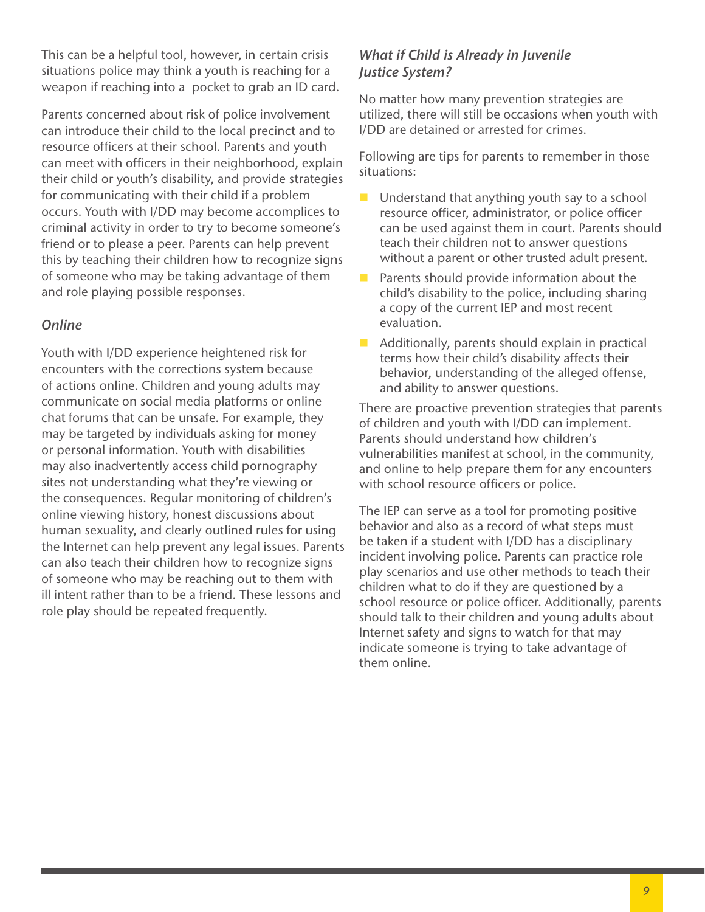This can be a helpful tool, however, in certain crisis situations police may think a youth is reaching for a weapon if reaching into a pocket to grab an ID card.

Parents concerned about risk of police involvement can introduce their child to the local precinct and to resource officers at their school. Parents and youth can meet with officers in their neighborhood, explain their child or youth's disability, and provide strategies for communicating with their child if a problem occurs. Youth with I/DD may become accomplices to criminal activity in order to try to become someone's friend or to please a peer. Parents can help prevent this by teaching their children how to recognize signs of someone who may be taking advantage of them and role playing possible responses.

### *Online*

Youth with I/DD experience heightened risk for encounters with the corrections system because of actions online. Children and young adults may communicate on social media platforms or online chat forums that can be unsafe. For example, they may be targeted by individuals asking for money or personal information. Youth with disabilities may also inadvertently access child pornography sites not understanding what they're viewing or the consequences. Regular monitoring of children's online viewing history, honest discussions about human sexuality, and clearly outlined rules for using the Internet can help prevent any legal issues. Parents can also teach their children how to recognize signs of someone who may be reaching out to them with ill intent rather than to be a friend. These lessons and role play should be repeated frequently.

### *What if Child is Already in Juvenile Justice System?*

No matter how many prevention strategies are utilized, there will still be occasions when youth with I/DD are detained or arrested for crimes.

Following are tips for parents to remember in those situations:

- Understand that anything youth say to a school resource officer, administrator, or police officer can be used against them in court. Parents should teach their children not to answer questions without a parent or other trusted adult present.
- Parents should provide information about the child's disability to the police, including sharing a copy of the current IEP and most recent evaluation.
- Additionally, parents should explain in practical terms how their child's disability affects their behavior, understanding of the alleged offense, and ability to answer questions.

There are proactive prevention strategies that parents of children and youth with I/DD can implement. Parents should understand how children's vulnerabilities manifest at school, in the community, and online to help prepare them for any encounters with school resource officers or police.

The IEP can serve as a tool for promoting positive behavior and also as a record of what steps must be taken if a student with I/DD has a disciplinary incident involving police. Parents can practice role play scenarios and use other methods to teach their children what to do if they are questioned by a school resource or police officer. Additionally, parents should talk to their children and young adults about Internet safety and signs to watch for that may indicate someone is trying to take advantage of them online.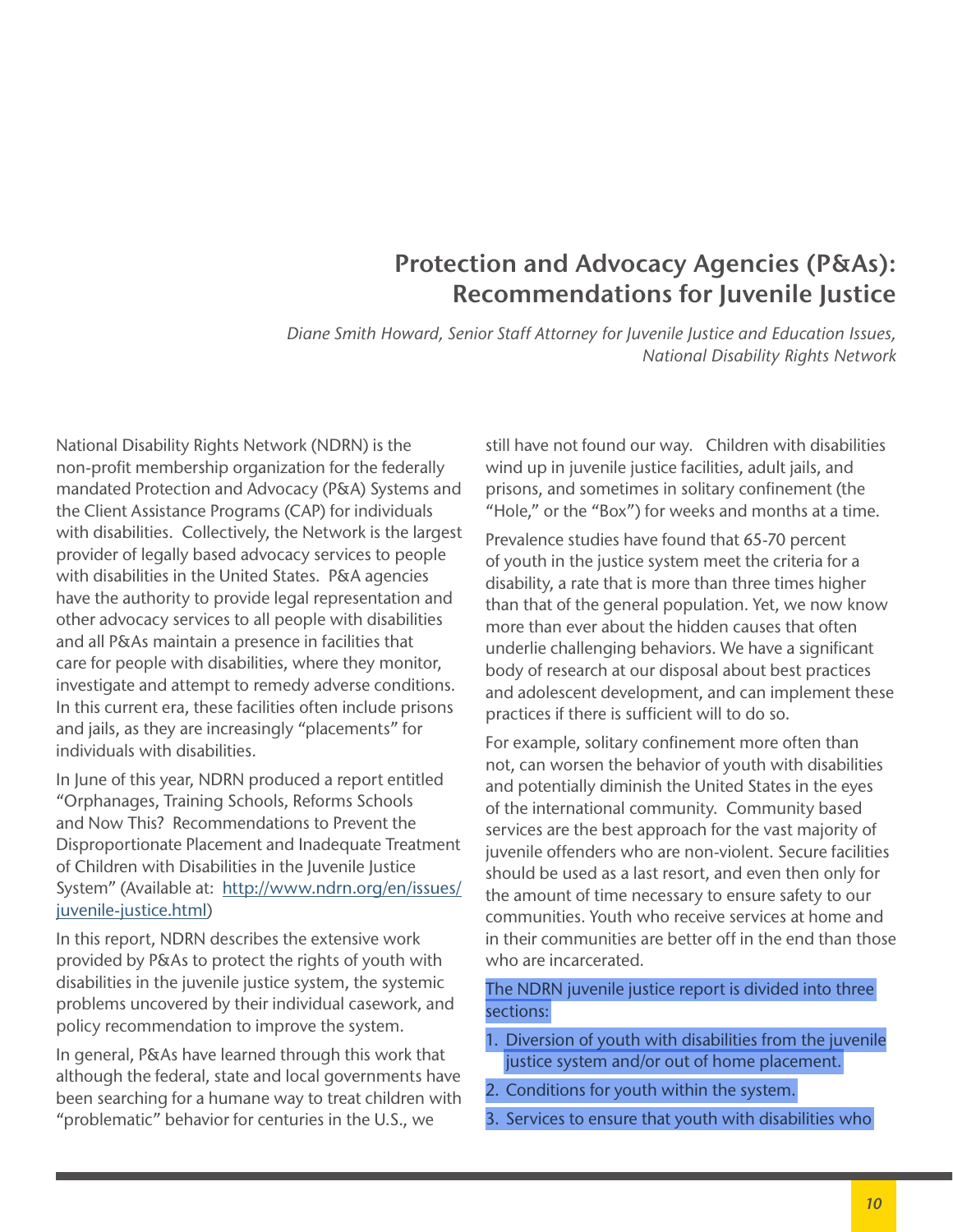## Protection and Advocacy Agencies (P&As): Recommendations for Juvenile Justice

*Diane Smith Howard, Senior Staff Attorney for Juvenile Justice and Education Issues, National Disability Rights Network*

National Disability Rights Network (NDRN) is the non-profit membership organization for the federally mandated Protection and Advocacy (P&A) Systems and the Client Assistance Programs (CAP) for individuals with disabilities. Collectively, the Network is the largest provider of legally based advocacy services to people with disabilities in the United States. P&A agencies have the authority to provide legal representation and other advocacy services to all people with disabilities and all P&As maintain a presence in facilities that care for people with disabilities, where they monitor, investigate and attempt to remedy adverse conditions. In this current era, these facilities often include prisons and jails, as they are increasingly "placements" for individuals with disabilities.

In June of this year, NDRN produced a report entitled "Orphanages, Training Schools, Reforms Schools and Now This? Recommendations to Prevent the Disproportionate Placement and Inadequate Treatment of Children with Disabilities in the Juvenile Justice System" (Available at: [http://www.ndrn.org/en/issues/juvenile-justice.html](http://www.ndrn.org/en/issues/juvenile-justice.html))

In this report, NDRN describes the extensive work provided by P&As to protect the rights of youth with disabilities in the juvenile justice system, the systemic problems uncovered by their individual casework, and policy recommendation to improve the system.

In general, P&As have learned through this work that although the federal, state and local governments have been searching for a humane way to treat children with "problematic" behavior for centuries in the U.S., we still have not found our way. Children with disabilities wind up in juvenile justice facilities, adult jails, and prisons, and sometimes in solitary confinement (the "Hole," or the "Box") for weeks and months at a time.

Prevalence studies have found that 65-70 percent of youth in the justice system meet the criteria for a disability, a rate that is more than three times higher than that of the general population. Yet, we now know more than ever about the hidden causes that often underlie challenging behaviors. We have a significant body of research at our disposal about best practices and adolescent development, and can implement these practices if there is sufficient will to do so.

For example, solitary confinement more often than not, can worsen the behavior of youth with disabilities and potentially diminish the United States in the eyes of the international community. Community based services are the best approach for the vast majority of juvenile offenders who are non-violent. Secure facilities should be used as a last resort, and even then only for the amount of time necessary to ensure safety to our communities. Youth who receive services at home and in their communities are better off in the end than those who are incarcerated.

The NDRN juvenile justice report is divided into three sections:

1. Diversion of youth with disabilities from the juvenile justice system and/or out of home placement.
2. Conditions for youth within the system.
3. Services to ensure that youth with disabilities who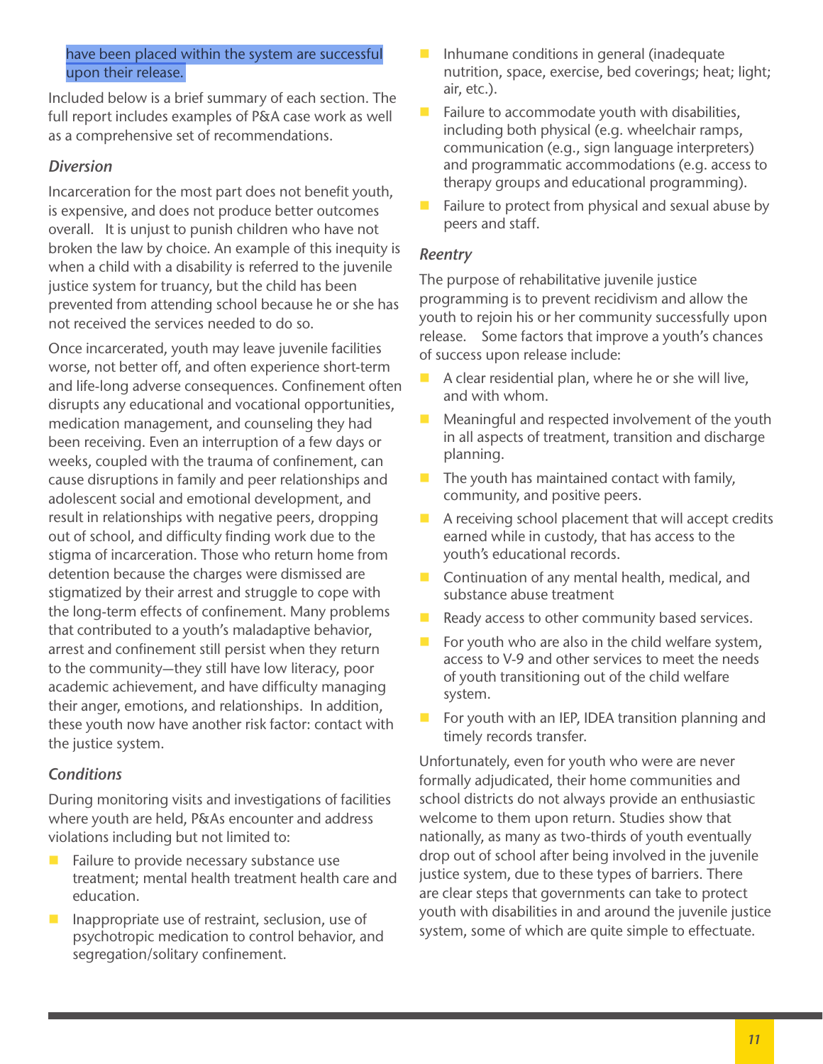have been placed within the system are successful upon their release.

Included below is a brief summary of each section. The full report includes examples of P&A case work as well as a comprehensive set of recommendations.

### *Diversion*

Incarceration for the most part does not benefit youth, is expensive, and does not produce better outcomes overall. It is unjust to punish children who have not broken the law by choice. An example of this inequity is when a child with a disability is referred to the juvenile justice system for truancy, but the child has been prevented from attending school because he or she has not received the services needed to do so.

Once incarcerated, youth may leave juvenile facilities worse, not better off, and often experience short-term and life-long adverse consequences. Confinement often disrupts any educational and vocational opportunities, medication management, and counseling they had been receiving. Even an interruption of a few days or weeks, coupled with the trauma of confinement, can cause disruptions in family and peer relationships and adolescent social and emotional development, and result in relationships with negative peers, dropping out of school, and difficulty finding work due to the stigma of incarceration. Those who return home from detention because the charges were dismissed are stigmatized by their arrest and struggle to cope with the long-term effects of confinement. Many problems that contributed to a youth's maladaptive behavior, arrest and confinement still persist when they return to the community—they still have low literacy, poor academic achievement, and have difficulty managing their anger, emotions, and relationships. In addition, these youth now have another risk factor: contact with the justice system.

### *Conditions*

During monitoring visits and investigations of facilities where youth are held, P&As encounter and address violations including but not limited to:

- Failure to provide necessary substance use treatment; mental health treatment health care and education.
- Inappropriate use of restraint, seclusion, use of psychotropic medication to control behavior, and segregation/solitary confinement.
- Inhumane conditions in general (inadequate nutrition, space, exercise, bed coverings; heat; light; air, etc.).
- Failure to accommodate youth with disabilities, including both physical (e.g. wheelchair ramps, communication (e.g., sign language interpreters) and programmatic accommodations (e.g. access to therapy groups and educational programming).
- Failure to protect from physical and sexual abuse by peers and staff.

### *Reentry*

The purpose of rehabilitative juvenile justice programming is to prevent recidivism and allow the youth to rejoin his or her community successfully upon release. Some factors that improve a youth's chances of success upon release include:

- A clear residential plan, where he or she will live, and with whom.
- Meaningful and respected involvement of the youth in all aspects of treatment, transition and discharge planning.
- The youth has maintained contact with family, community, and positive peers.
- A receiving school placement that will accept credits earned while in custody, that has access to the youth's educational records.
- Continuation of any mental health, medical, and substance abuse treatment
- Ready access to other community based services.
- For youth who are also in the child welfare system, access to V-9 and other services to meet the needs of youth transitioning out of the child welfare system.
- For youth with an IEP, IDEA transition planning and timely records transfer.

Unfortunately, even for youth who were are never formally adjudicated, their home communities and school districts do not always provide an enthusiastic welcome to them upon return. Studies show that nationally, as many as two-thirds of youth eventually drop out of school after being involved in the juvenile justice system, due to these types of barriers. There are clear steps that governments can take to protect youth with disabilities in and around the juvenile justice system, some of which are quite simple to effectuate.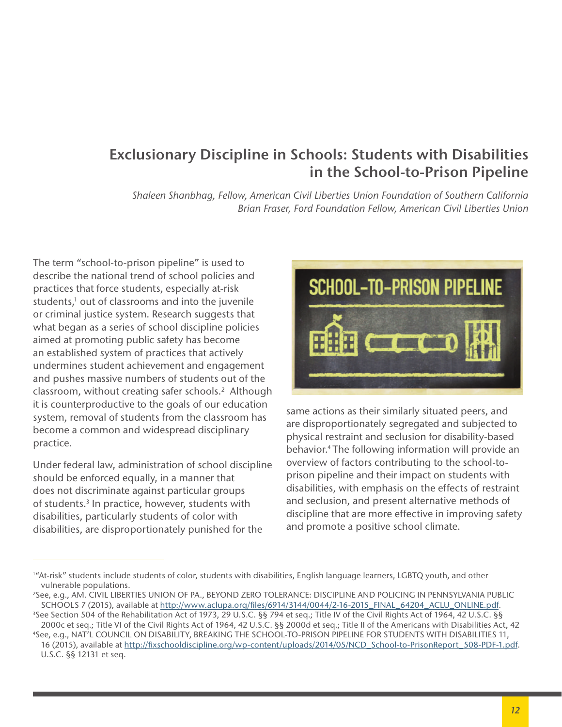# Exclusionary Discipline in Schools: Students with Disabilities in the School-to-Prison Pipeline

*Shaleen Shanbhag, Fellow, American Civil Liberties Union Foundation of Southern California*
*Brian Fraser, Ford Foundation Fellow, American Civil Liberties Union*

The term "school-to-prison pipeline" is used to describe the national trend of school policies and practices that force students, especially at-risk students,[1] out of classrooms and into the juvenile or criminal justice system. Research suggests that what began as a series of school discipline policies aimed at promoting public safety has become an established system of practices that actively undermines student achievement and engagement and pushes massive numbers of students out of the classroom, without creating safer schools.[2] Although it is counterproductive to the goals of our education system, removal of students from the classroom has become a common and widespread disciplinary practice.

Under federal law, administration of school discipline should be enforced equally, in a manner that does not discriminate against particular groups of students.[3] In practice, however, students with disabilities, particularly students of color with disabilities, are disproportionately punished for the same actions as their similarly situated peers, and are disproportionately segregated and subjected to physical restraint and seclusion for disability-based behavior.[4] The following information will provide an overview of factors contributing to the school-to-prison pipeline and their impact on students with disabilities, with emphasis on the effects of restraint and seclusion, and present alternative methods of discipline that are more effective in improving safety and promote a positive school climate.

---

[1]"At-risk" students include students of color, students with disabilities, English language learners, LGBTQ youth, and other vulnerable populations.

[2]See, e.g., AM. CIVIL LIBERTIES UNION OF PA., BEYOND ZERO TOLERANCE: DISCIPLINE AND POLICING IN PENNSYLVANIA PUBLIC SCHOOLS 7 (2015), available at http://www.aclupa.org/files/6914/3144/0044/2-16-2015_FINAL_64204_ACLU_ONLINE.pdf.

[3]See Section 504 of the Rehabilitation Act of 1973, 29 U.S.C. §§ 794 et seq.; Title IV of the Civil Rights Act of 1964, 42 U.S.C. §§ 2000c et seq.; Title VI of the Civil Rights Act of 1964, 42 U.S.C. §§ 2000d et seq.; Title II of the Americans with Disabilities Act, 42 U.S.C. §§ 12131 et seq.

[4]See, e.g., NAT'L COUNCIL ON DISABILITY, BREAKING THE SCHOOL-TO-PRISON PIPELINE FOR STUDENTS WITH DISABILITIES 11, 16 (2015), available at http://fixschooldiscipline.org/wp-content/uploads/2014/05/NCD_School-to-PrisonReport_508-PDF-1.pdf.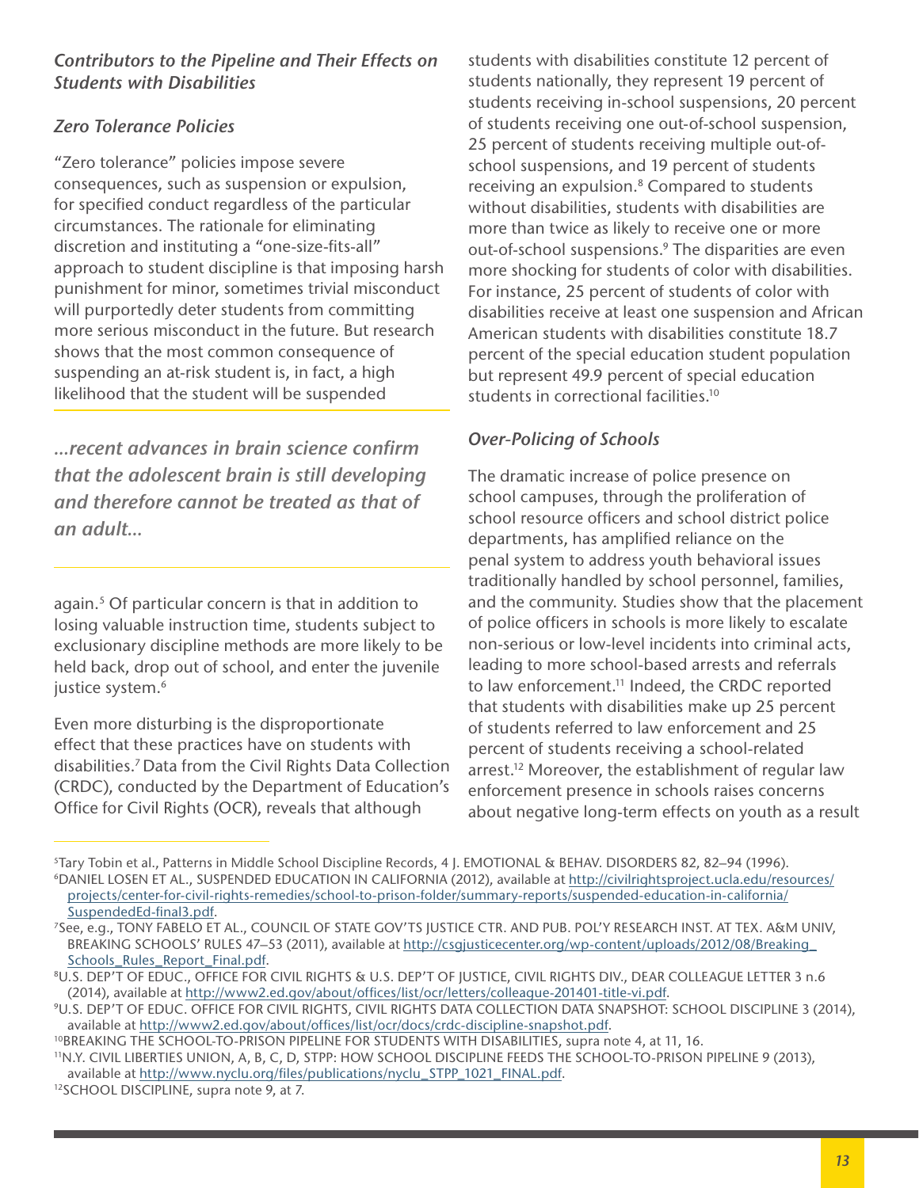### *Contributors to the Pipeline and Their Effects on Students with Disabilities*

#### *Zero Tolerance Policies*

"Zero tolerance" policies impose severe consequences, such as suspension or expulsion, for specified conduct regardless of the particular circumstances. The rationale for eliminating discretion and instituting a "one-size-fits-all" approach to student discipline is that imposing harsh punishment for minor, sometimes trivial misconduct will purportedly deter students from committing more serious misconduct in the future. But research shows that the most common consequence of suspending an at-risk student is, in fact, a high likelihood that the student will be suspended again.[5] Of particular concern is that in addition to losing valuable instruction time, students subject to exclusionary discipline methods are more likely to be held back, drop out of school, and enter the juvenile justice system.[6]

*...recent advances in brain science confirm that the adolescent brain is still developing and therefore cannot be treated as that of an adult...*

Even more disturbing is the disproportionate effect that these practices have on students with disabilities.[7] Data from the Civil Rights Data Collection (CRDC), conducted by the Department of Education's Office for Civil Rights (OCR), reveals that although students with disabilities constitute 12 percent of students nationally, they represent 19 percent of students receiving in-school suspensions, 20 percent of students receiving one out-of-school suspension, 25 percent of students receiving multiple out-of-school suspensions, and 19 percent of students receiving an expulsion.[8] Compared to students without disabilities, students with disabilities are more than twice as likely to receive one or more out-of-school suspensions.[9] The disparities are even more shocking for students of color with disabilities. For instance, 25 percent of students of color with disabilities receive at least one suspension and African American students with disabilities constitute 18.7 percent of the special education student population but represent 49.9 percent of special education students in correctional facilities.[10]

#### *Over-Policing of Schools*

The dramatic increase of police presence on school campuses, through the proliferation of school resource officers and school district police departments, has amplified reliance on the penal system to address youth behavioral issues traditionally handled by school personnel, families, and the community. Studies show that the placement of police officers in schools is more likely to escalate non-serious or low-level incidents into criminal acts, leading to more school-based arrests and referrals to law enforcement.[11] Indeed, the CRDC reported that students with disabilities make up 25 percent of students referred to law enforcement and 25 percent of students receiving a school-related arrest.[12] Moreover, the establishment of regular law enforcement presence in schools raises concerns about negative long-term effects on youth as a result

---

[5] Tary Tobin et al., Patterns in Middle School Discipline Records, 4 J. EMOTIONAL & BEHAV. DISORDERS 82, 82–94 (1996).

[6] DANIEL LOSEN ET AL., SUSPENDED EDUCATION IN CALIFORNIA (2012), available at http://civilrightsproject.ucla.edu/resources/projects/center-for-civil-rights-remedies/school-to-prison-folder/summary-reports/suspended-education-in-california/SuspendedEd-final3.pdf.

[7] See, e.g., TONY FABELO ET AL., COUNCIL OF STATE GOV'TS JUSTICE CTR. AND PUB. POL'Y RESEARCH INST. AT TEX. A&M UNIV, BREAKING SCHOOLS' RULES 47–53 (2011), available at http://csgjusticecenter.org/wp-content/uploads/2012/08/Breaking_Schools_Rules_Report_Final.pdf.

[8] U.S. DEP'T OF EDUC., OFFICE FOR CIVIL RIGHTS & U.S. DEP'T OF JUSTICE, CIVIL RIGHTS DIV., DEAR COLLEAGUE LETTER 3 n.6 (2014), available at http://www2.ed.gov/about/offices/list/ocr/letters/colleague-201401-title-vi.pdf.

[9] U.S. DEP'T OF EDUC. OFFICE FOR CIVIL RIGHTS, CIVIL RIGHTS DATA COLLECTION DATA SNAPSHOT: SCHOOL DISCIPLINE 3 (2014), available at http://www2.ed.gov/about/offices/list/ocr/docs/crdc-discipline-snapshot.pdf.

[10] BREAKING THE SCHOOL-TO-PRISON PIPELINE FOR STUDENTS WITH DISABILITIES, supra note 4, at 11, 16.

[11] N.Y. CIVIL LIBERTIES UNION, A, B, C, D, STPP: HOW SCHOOL DISCIPLINE FEEDS THE SCHOOL-TO-PRISON PIPELINE 9 (2013), available at http://www.nyclu.org/files/publications/nyclu_STPP_1021_FINAL.pdf.

[12] SCHOOL DISCIPLINE, supra note 9, at 7.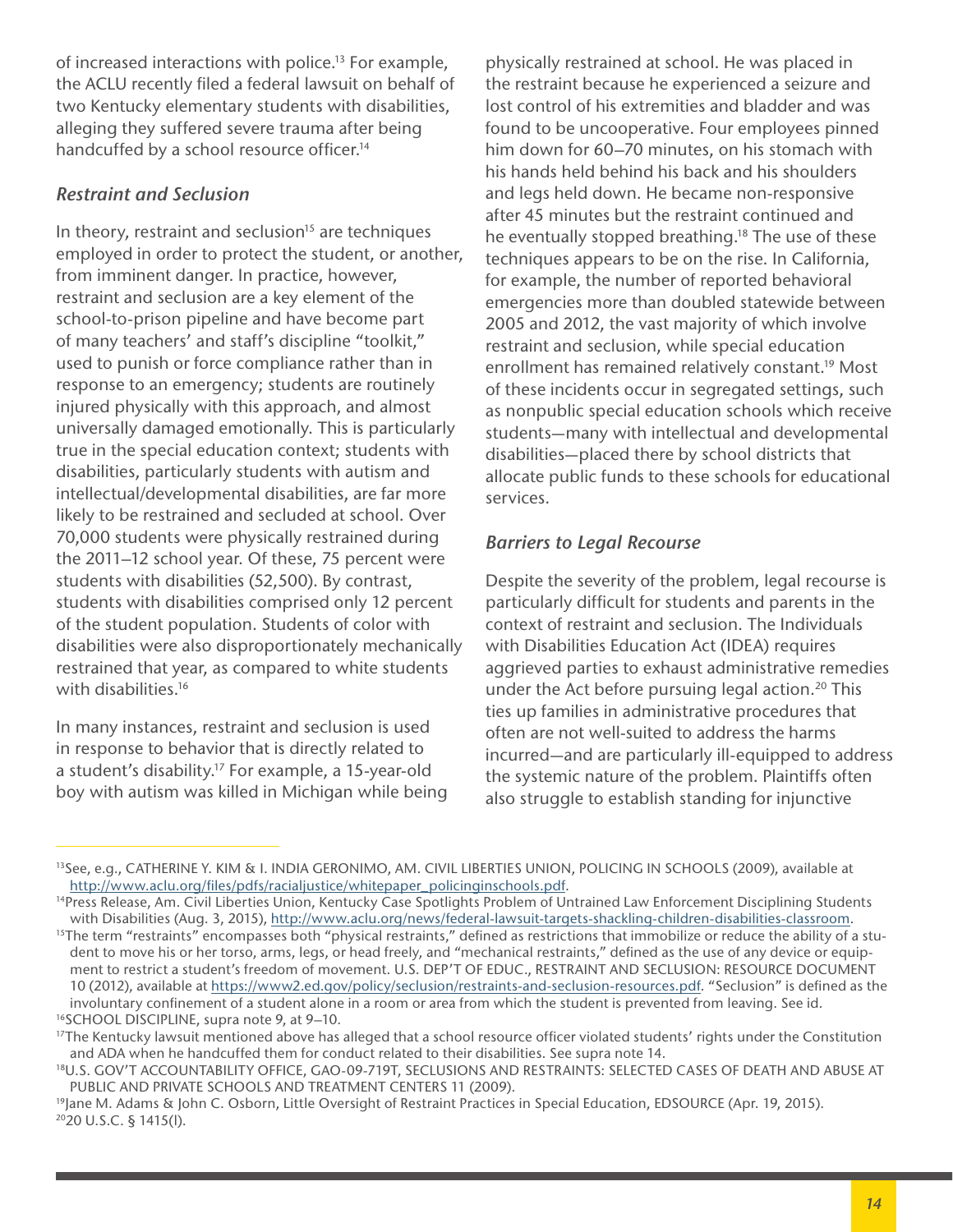of increased interactions with police.[13] For example, the ACLU recently filed a federal lawsuit on behalf of two Kentucky elementary students with disabilities, alleging they suffered severe trauma after being handcuffed by a school resource officer.[14]

### *Restraint and Seclusion*

In theory, restraint and seclusion[15] are techniques employed in order to protect the student, or another, from imminent danger. In practice, however, restraint and seclusion are a key element of the school-to-prison pipeline and have become part of many teachers' and staff's discipline "toolkit," used to punish or force compliance rather than in response to an emergency; students are routinely injured physically with this approach, and almost universally damaged emotionally. This is particularly true in the special education context; students with disabilities, particularly students with autism and intellectual/developmental disabilities, are far more likely to be restrained and secluded at school. Over 70,000 students were physically restrained during the 2011–12 school year. Of these, 75 percent were students with disabilities (52,500). By contrast, students with disabilities comprised only 12 percent of the student population. Students of color with disabilities were also disproportionately mechanically restrained that year, as compared to white students with disabilities.[16]

In many instances, restraint and seclusion is used in response to behavior that is directly related to a student's disability.[17] For example, a 15-year-old boy with autism was killed in Michigan while being physically restrained at school. He was placed in the restraint because he experienced a seizure and lost control of his extremities and bladder and was found to be uncooperative. Four employees pinned him down for 60–70 minutes, on his stomach with his hands held behind his back and his shoulders and legs held down. He became non-responsive after 45 minutes but the restraint continued and he eventually stopped breathing.[18] The use of these techniques appears to be on the rise. In California, for example, the number of reported behavioral emergencies more than doubled statewide between 2005 and 2012, the vast majority of which involve restraint and seclusion, while special education enrollment has remained relatively constant.[19] Most of these incidents occur in segregated settings, such as nonpublic special education schools which receive students—many with intellectual and developmental disabilities—placed there by school districts that allocate public funds to these schools for educational services.

### *Barriers to Legal Recourse*

Despite the severity of the problem, legal recourse is particularly difficult for students and parents in the context of restraint and seclusion. The Individuals with Disabilities Education Act (IDEA) requires aggrieved parties to exhaust administrative remedies under the Act before pursuing legal action.[20] This ties up families in administrative procedures that often are not well-suited to address the harms incurred—and are particularly ill-equipped to address the systemic nature of the problem. Plaintiffs often also struggle to establish standing for injunctive

---

[13] See, e.g., CATHERINE Y. KIM & I. INDIA GERONIMO, AM. CIVIL LIBERTIES UNION, POLICING IN SCHOOLS (2009), available at http://www.aclu.org/files/pdfs/racialjustice/whitepaper_policinginschools.pdf.

[14] Press Release, Am. Civil Liberties Union, Kentucky Case Spotlights Problem of Untrained Law Enforcement Disciplining Students with Disabilities (Aug. 3, 2015), http://www.aclu.org/news/federal-lawsuit-targets-shackling-children-disabilities-classroom.

[15] The term "restraints" encompasses both "physical restraints," defined as restrictions that immobilize or reduce the ability of a student to move his or her torso, arms, legs, or head freely, and "mechanical restraints," defined as the use of any device or equipment to restrict a student's freedom of movement. U.S. DEP'T OF EDUC., RESTRAINT AND SECLUSION: RESOURCE DOCUMENT 10 (2012), available at https://www2.ed.gov/policy/seclusion/restraints-and-seclusion-resources.pdf. "Seclusion" is defined as the involuntary confinement of a student alone in a room or area from which the student is prevented from leaving. See id.

[16] SCHOOL DISCIPLINE, supra note 9, at 9–10.

[17] The Kentucky lawsuit mentioned above has alleged that a school resource officer violated students' rights under the Constitution and ADA when he handcuffed them for conduct related to their disabilities. See supra note 14.

[18] U.S. GOV'T ACCOUNTABILITY OFFICE, GAO-09-719T, SECLUSIONS AND RESTRAINTS: SELECTED CASES OF DEATH AND ABUSE AT PUBLIC AND PRIVATE SCHOOLS AND TREATMENT CENTERS 11 (2009).

[19] Jane M. Adams & John C. Osborn, Little Oversight of Restraint Practices in Special Education, EDSOURCE (Apr. 19, 2015).

[20] 20 U.S.C. § 1415(l).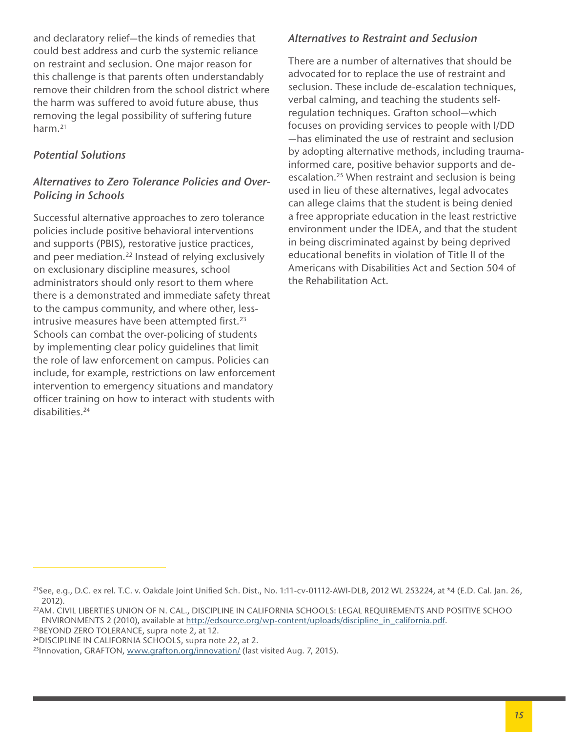and declaratory relief—the kinds of remedies that could best address and curb the systemic reliance on restraint and seclusion. One major reason for this challenge is that parents often understandably remove their children from the school district where the harm was suffered to avoid future abuse, thus removing the legal possibility of suffering future harm.[21]

### *Potential Solutions*

### *Alternatives to Zero Tolerance Policies and Over-Policing in Schools*

Successful alternative approaches to zero tolerance policies include positive behavioral interventions and supports (PBIS), restorative justice practices, and peer mediation.[22] Instead of relying exclusively on exclusionary discipline measures, school administrators should only resort to them where there is a demonstrated and immediate safety threat to the campus community, and where other, less-intrusive measures have been attempted first.[23] Schools can combat the over-policing of students by implementing clear policy guidelines that limit the role of law enforcement on campus. Policies can include, for example, restrictions on law enforcement intervention to emergency situations and mandatory officer training on how to interact with students with disabilities.[24]

### *Alternatives to Restraint and Seclusion*

There are a number of alternatives that should be advocated for to replace the use of restraint and seclusion. These include de-escalation techniques, verbal calming, and teaching the students self-regulation techniques. Grafton school—which focuses on providing services to people with I/DD —has eliminated the use of restraint and seclusion by adopting alternative methods, including trauma-informed care, positive behavior supports and de-escalation.[25] When restraint and seclusion is being used in lieu of these alternatives, legal advocates can allege claims that the student is being denied a free appropriate education in the least restrictive environment under the IDEA, and that the student in being discriminated against by being deprived educational benefits in violation of Title II of the Americans with Disabilities Act and Section 504 of the Rehabilitation Act.

---

[21]See, e.g., D.C. ex rel. T.C. v. Oakdale Joint Unified Sch. Dist., No. 1:11-cv-01112-AWI-DLB, 2012 WL 253224, at *4 (E.D. Cal. Jan. 26, 2012).

[22]AM. CIVIL LIBERTIES UNION OF N. CAL., DISCIPLINE IN CALIFORNIA SCHOOLS: LEGAL REQUIREMENTS AND POSITIVE SCHOO ENVIRONMENTS 2 (2010), available at http://edsource.org/wp-content/uploads/discipline_in_california.pdf.

[23]BEYOND ZERO TOLERANCE, supra note 2, at 12.

[24]DISCIPLINE IN CALIFORNIA SCHOOLS, supra note 22, at 2.

[25]Innovation, GRAFTON, www.grafton.org/innovation/ (last visited Aug. 7, 2015).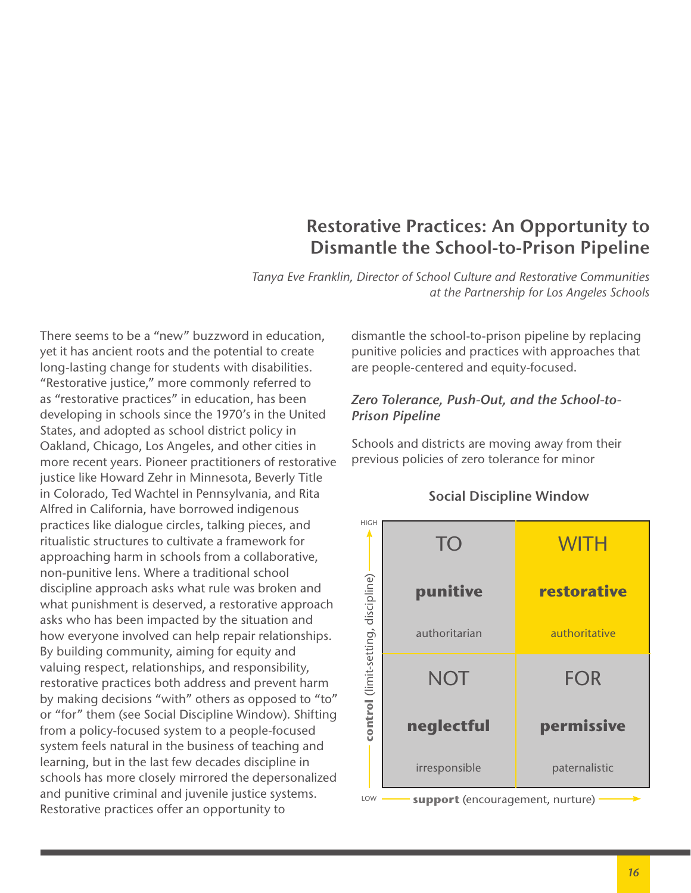## Restorative Practices: An Opportunity to Dismantle the School-to-Prison Pipeline

*Tanya Eve Franklin, Director of School Culture and Restorative Communities at the Partnership for Los Angeles Schools*

There seems to be a "new" buzzword in education, yet it has ancient roots and the potential to create long-lasting change for students with disabilities. "Restorative justice," more commonly referred to as "restorative practices" in education, has been developing in schools since the 1970's in the United States, and adopted as school district policy in Oakland, Chicago, Los Angeles, and other cities in more recent years. Pioneer practitioners of restorative justice like Howard Zehr in Minnesota, Beverly Title in Colorado, Ted Wachtel in Pennsylvania, and Rita Alfred in California, have borrowed indigenous practices like dialogue circles, talking pieces, and ritualistic structures to cultivate a framework for approaching harm in schools from a collaborative, non-punitive lens. Where a traditional school discipline approach asks what rule was broken and what punishment is deserved, a restorative approach asks who has been impacted by the situation and how everyone involved can help repair relationships. By building community, aiming for equity and valuing respect, relationships, and responsibility, restorative practices both address and prevent harm by making decisions "with" others as opposed to "to" or "for" them (see Social Discipline Window). Shifting from a policy-focused system to a people-focused system feels natural in the business of teaching and learning, but in the last few decades discipline in schools has more closely mirrored the depersonalized and punitive criminal and juvenile justice systems. Restorative practices offer an opportunity to dismantle the school-to-prison pipeline by replacing punitive policies and practices with approaches that are people-centered and equity-focused.

### *Zero Tolerance, Push-Out, and the School-to-Prison Pipeline*

Schools and districts are moving away from their previous policies of zero tolerance for minor

**Social Discipline Window**

| control (limit-setting, discipline) ↑ HIGH / support (encouragement, nurture) → | LOW support | HIGH support |
|---|---|---|
| HIGH control | TO<br>**punitive**<br>authoritarian | WITH<br>**restorative**<br>authoritative |
| LOW control | NOT<br>**neglectful**<br>irresponsible | FOR<br>**permissive**<br>paternalistic |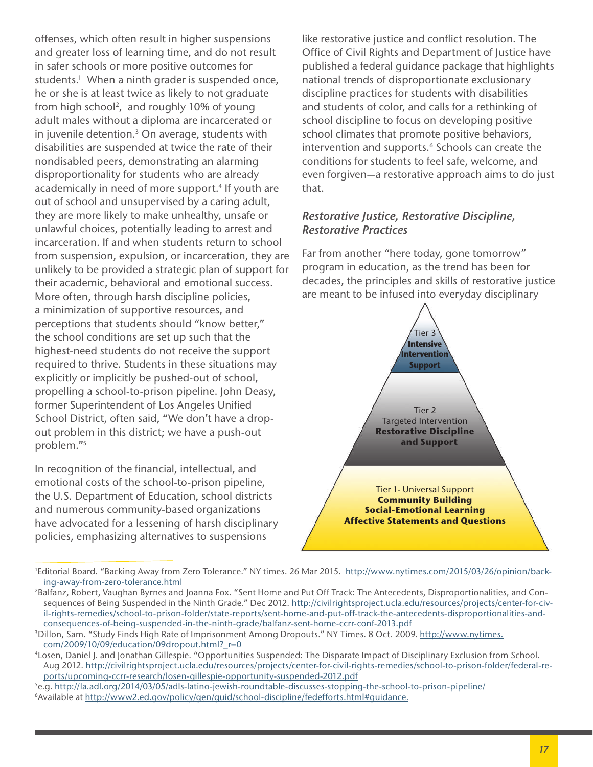offenses, which often result in higher suspensions and greater loss of learning time, and do not result in safer schools or more positive outcomes for students.[1] When a ninth grader is suspended once, he or she is at least twice as likely to not graduate from high school[2], and roughly 10% of young adult males without a diploma are incarcerated or in juvenile detention.[3] On average, students with disabilities are suspended at twice the rate of their nondisabled peers, demonstrating an alarming disproportionality for students who are already academically in need of more support.[4] If youth are out of school and unsupervised by a caring adult, they are more likely to make unhealthy, unsafe or unlawful choices, potentially leading to arrest and incarceration. If and when students return to school from suspension, expulsion, or incarceration, they are unlikely to be provided a strategic plan of support for their academic, behavioral and emotional success. More often, through harsh discipline policies, a minimization of supportive resources, and perceptions that students should "know better," the school conditions are set up such that the highest-need students do not receive the support required to thrive. Students in these situations may explicitly or implicitly be pushed-out of school, propelling a school-to-prison pipeline. John Deasy, former Superintendent of Los Angeles Unified School District, often said, "We don't have a drop-out problem in this district; we have a push-out problem."[5]

In recognition of the financial, intellectual, and emotional costs of the school-to-prison pipeline, the U.S. Department of Education, school districts and numerous community-based organizations have advocated for a lessening of harsh disciplinary policies, emphasizing alternatives to suspensions like restorative justice and conflict resolution. The Office of Civil Rights and Department of Justice have published a federal guidance package that highlights national trends of disproportionate exclusionary discipline practices for students with disabilities and students of color, and calls for a rethinking of school discipline to focus on developing positive school climates that promote positive behaviors, intervention and supports.[6] Schools can create the conditions for students to feel safe, welcome, and even forgiven—a restorative approach aims to do just that.

### *Restorative Justice, Restorative Discipline, Restorative Practices*

Far from another "here today, gone tomorrow" program in education, as the trend has been for decades, the principles and skills of restorative justice are meant to be infused into everyday disciplinary

Tier 3
**Intensive Intervention Support**

Tier 2
Targeted Intervention
**Restorative Discipline and Support**

Tier 1- Universal Support
**Community Building**
**Social-Emotional Learning**
**Affective Statements and Questions**

---

[1] Editorial Board. "Backing Away from Zero Tolerance." NY times. 26 Mar 2015. http://www.nytimes.com/2015/03/26/opinion/backing-away-from-zero-tolerance.html

[2] Balfanz, Robert, Vaughan Byrnes and Joanna Fox. "Sent Home and Put Off Track: The Antecedents, Disproportionalities, and Consequences of Being Suspended in the Ninth Grade." Dec 2012. http://civilrightsproject.ucla.edu/resources/projects/center-for-civil-rights-remedies/school-to-prison-folder/state-reports/sent-home-and-put-off-track-the-antecedents-disproportionalities-and-consequences-of-being-suspended-in-the-ninth-grade/balfanz-sent-home-ccrr-conf-2013.pdf

[3] Dillon, Sam. "Study Finds High Rate of Imprisonment Among Dropouts." NY Times. 8 Oct. 2009. http://www.nytimes.com/2009/10/09/education/09dropout.html?_r=0

[4] Losen, Daniel J. and Jonathan Gillespie. "Opportunities Suspended: The Disparate Impact of Disciplinary Exclusion from School. Aug 2012. http://civilrightsproject.ucla.edu/resources/projects/center-for-civil-rights-remedies/school-to-prison-folder/federal-reports/upcoming-ccrr-research/losen-gillespie-opportunity-suspended-2012.pdf

[5] e.g. http://la.adl.org/2014/03/05/adls-latino-jewish-roundtable-discusses-stopping-the-school-to-prison-pipeline/

[6] Available at http://www2.ed.gov/policy/gen/guid/school-discipline/fedefforts.html#guidance.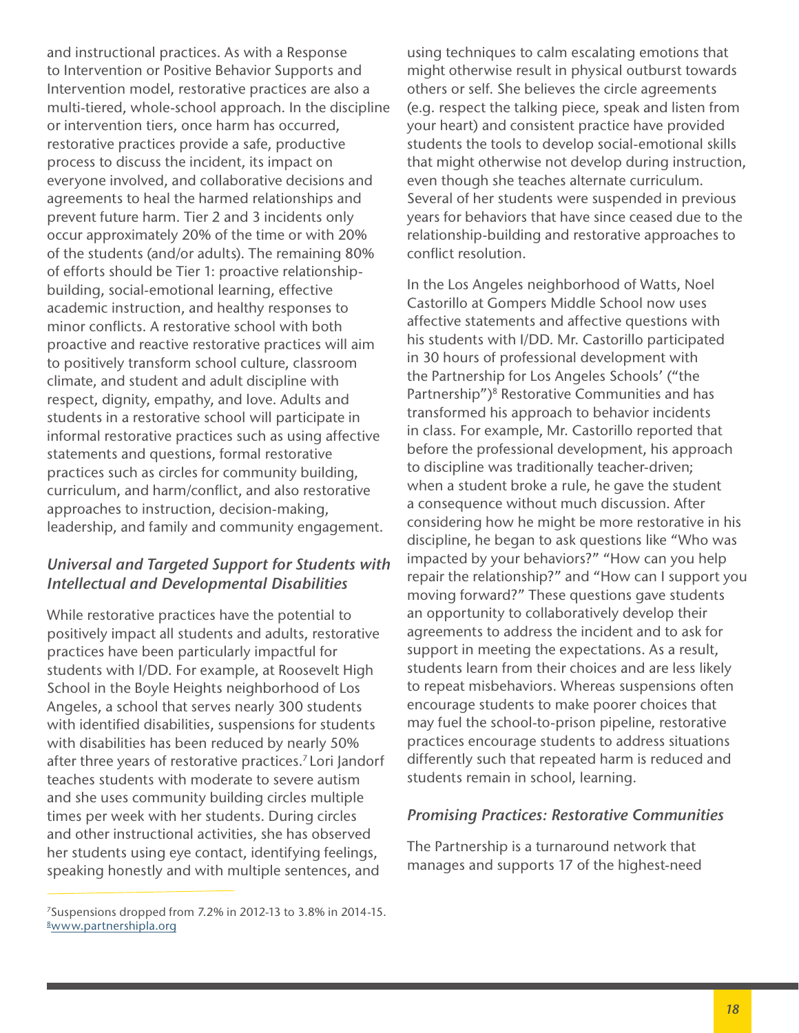and instructional practices. As with a Response to Intervention or Positive Behavior Supports and Intervention model, restorative practices are also a multi-tiered, whole-school approach. In the discipline or intervention tiers, once harm has occurred, restorative practices provide a safe, productive process to discuss the incident, its impact on everyone involved, and collaborative decisions and agreements to heal the harmed relationships and prevent future harm. Tier 2 and 3 incidents only occur approximately 20% of the time or with 20% of the students (and/or adults). The remaining 80% of efforts should be Tier 1: proactive relationship-building, social-emotional learning, effective academic instruction, and healthy responses to minor conflicts. A restorative school with both proactive and reactive restorative practices will aim to positively transform school culture, classroom climate, and student and adult discipline with respect, dignity, empathy, and love. Adults and students in a restorative school will participate in informal restorative practices such as using affective statements and questions, formal restorative practices such as circles for community building, curriculum, and harm/conflict, and also restorative approaches to instruction, decision-making, leadership, and family and community engagement.

### *Universal and Targeted Support for Students with Intellectual and Developmental Disabilities*

While restorative practices have the potential to positively impact all students and adults, restorative practices have been particularly impactful for students with I/DD. For example, at Roosevelt High School in the Boyle Heights neighborhood of Los Angeles, a school that serves nearly 300 students with identified disabilities, suspensions for students with disabilities has been reduced by nearly 50% after three years of restorative practices.[7] Lori Jandorf teaches students with moderate to severe autism and she uses community building circles multiple times per week with her students. During circles and other instructional activities, she has observed her students using eye contact, identifying feelings, speaking honestly and with multiple sentences, and using techniques to calm escalating emotions that might otherwise result in physical outburst towards others or self. She believes the circle agreements (e.g. respect the talking piece, speak and listen from your heart) and consistent practice have provided students the tools to develop social-emotional skills that might otherwise not develop during instruction, even though she teaches alternate curriculum. Several of her students were suspended in previous years for behaviors that have since ceased due to the relationship-building and restorative approaches to conflict resolution.

In the Los Angeles neighborhood of Watts, Noel Castorillo at Gompers Middle School now uses affective statements and affective questions with his students with I/DD. Mr. Castorillo participated in 30 hours of professional development with the Partnership for Los Angeles Schools' ("the Partnership")[8] Restorative Communities and has transformed his approach to behavior incidents in class. For example, Mr. Castorillo reported that before the professional development, his approach to discipline was traditionally teacher-driven; when a student broke a rule, he gave the student a consequence without much discussion. After considering how he might be more restorative in his discipline, he began to ask questions like "Who was impacted by your behaviors?" "How can you help repair the relationship?" and "How can I support you moving forward?" These questions gave students an opportunity to collaboratively develop their agreements to address the incident and to ask for support in meeting the expectations. As a result, students learn from their choices and are less likely to repeat misbehaviors. Whereas suspensions often encourage students to make poorer choices that may fuel the school-to-prison pipeline, restorative practices encourage students to address situations differently such that repeated harm is reduced and students remain in school, learning.

### *Promising Practices: Restorative Communities*

The Partnership is a turnaround network that manages and supports 17 of the highest-need

---

[7] Suspensions dropped from 7.2% in 2012-13 to 3.8% in 2014-15.
[8] www.partnershipla.org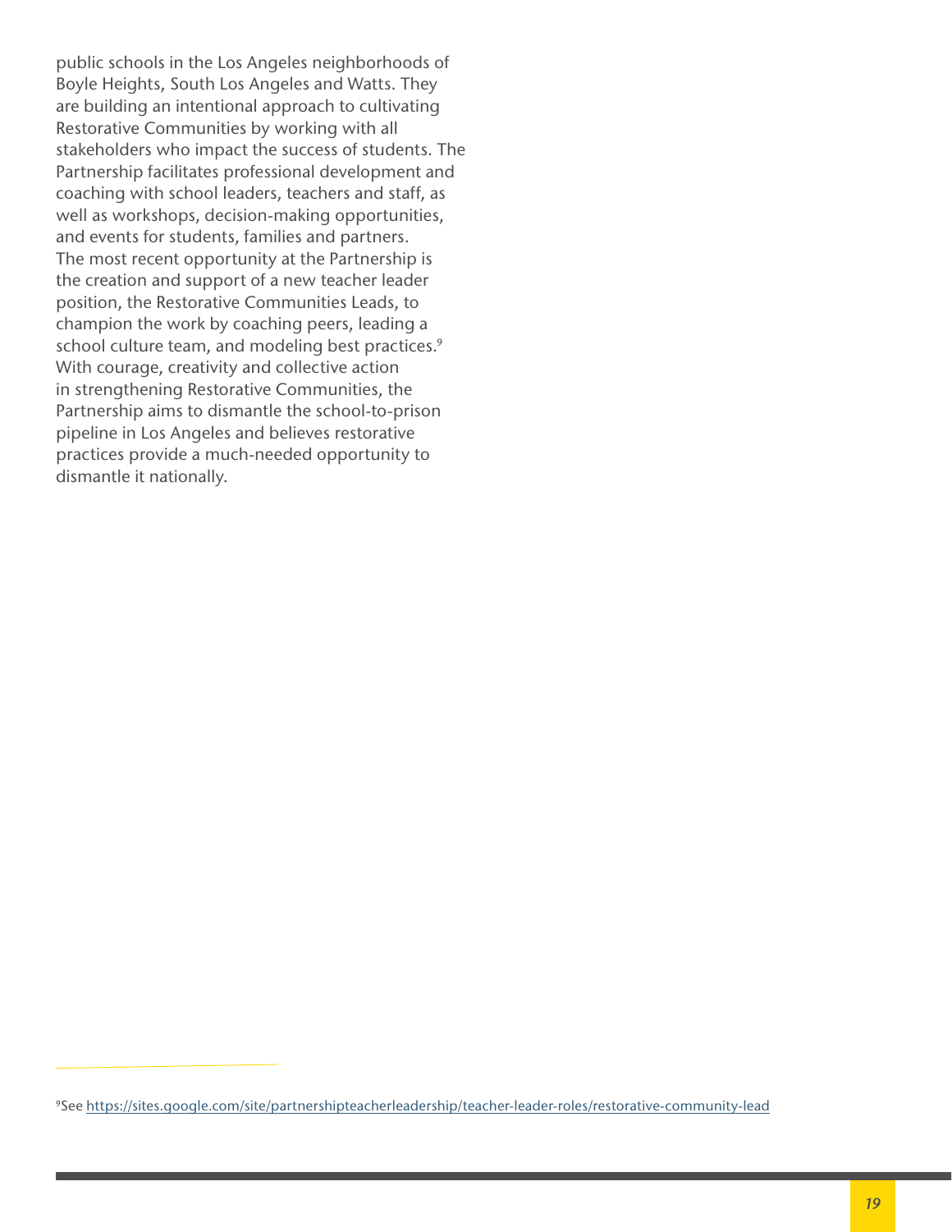public schools in the Los Angeles neighborhoods of Boyle Heights, South Los Angeles and Watts. They are building an intentional approach to cultivating Restorative Communities by working with all stakeholders who impact the success of students. The Partnership facilitates professional development and coaching with school leaders, teachers and staff, as well as workshops, decision-making opportunities, and events for students, families and partners. The most recent opportunity at the Partnership is the creation and support of a new teacher leader position, the Restorative Communities Leads, to champion the work by coaching peers, leading a school culture team, and modeling best practices.[9] With courage, creativity and collective action in strengthening Restorative Communities, the Partnership aims to dismantle the school-to-prison pipeline in Los Angeles and believes restorative practices provide a much-needed opportunity to dismantle it nationally.

---

[9]See https://sites.google.com/site/partnershipteacherleadership/teacher-leader-roles/restorative-community-lead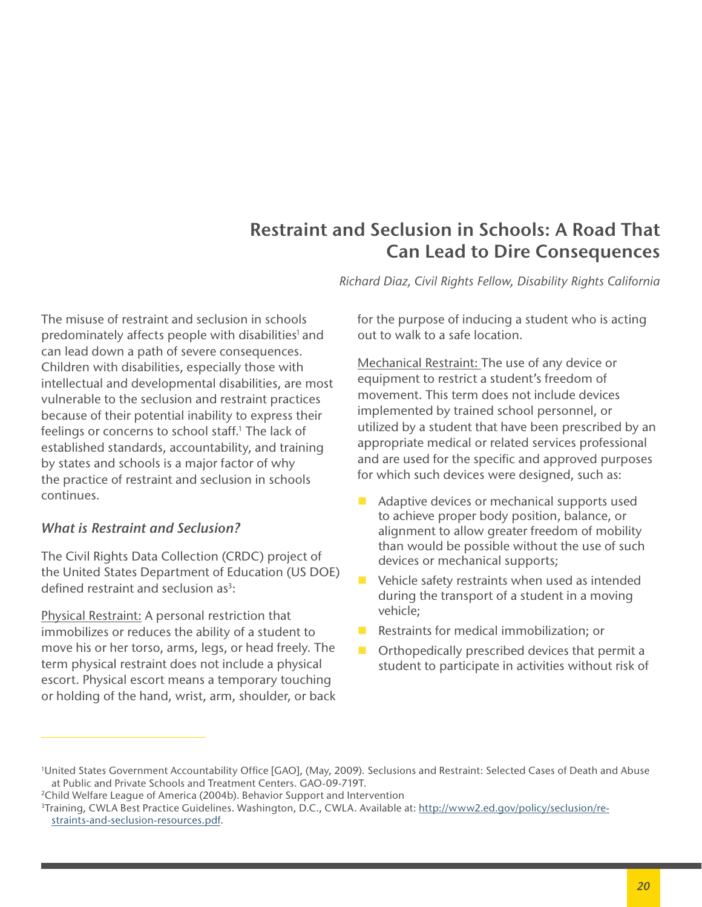# Restraint and Seclusion in Schools: A Road That Can Lead to Dire Consequences

*Richard Diaz, Civil Rights Fellow, Disability Rights California*

The misuse of restraint and seclusion in schools predominately affects people with disabilities[1] and can lead down a path of severe consequences. Children with disabilities, especially those with intellectual and developmental disabilities, are most vulnerable to the seclusion and restraint practices because of their potential inability to express their feelings or concerns to school staff.[1] The lack of established standards, accountability, and training by states and schools is a major factor of why the practice of restraint and seclusion in schools continues.

### *What is Restraint and Seclusion?*

The Civil Rights Data Collection (CRDC) project of the United States Department of Education (US DOE) defined restraint and seclusion as[3]:

Physical Restraint: A personal restriction that immobilizes or reduces the ability of a student to move his or her torso, arms, legs, or head freely. The term physical restraint does not include a physical escort. Physical escort means a temporary touching or holding of the hand, wrist, arm, shoulder, or back for the purpose of inducing a student who is acting out to walk to a safe location.

Mechanical Restraint: The use of any device or equipment to restrict a student's freedom of movement. This term does not include devices implemented by trained school personnel, or utilized by a student that have been prescribed by an appropriate medical or related services professional and are used for the specific and approved purposes for which such devices were designed, such as:

- Adaptive devices or mechanical supports used to achieve proper body position, balance, or alignment to allow greater freedom of mobility than would be possible without the use of such devices or mechanical supports;
- Vehicle safety restraints when used as intended during the transport of a student in a moving vehicle;
- Restraints for medical immobilization; or
- Orthopedically prescribed devices that permit a student to participate in activities without risk of

[1]United States Government Accountability Office [GAO], (May, 2009). Seclusions and Restraint: Selected Cases of Death and Abuse at Public and Private Schools and Treatment Centers. GAO-09-719T.

[2]Child Welfare League of America (2004b). Behavior Support and Intervention

[3]Training, CWLA Best Practice Guidelines. Washington, D.C., CWLA. Available at: http://www2.ed.gov/policy/seclusion/restraints-and-seclusion-resources.pdf.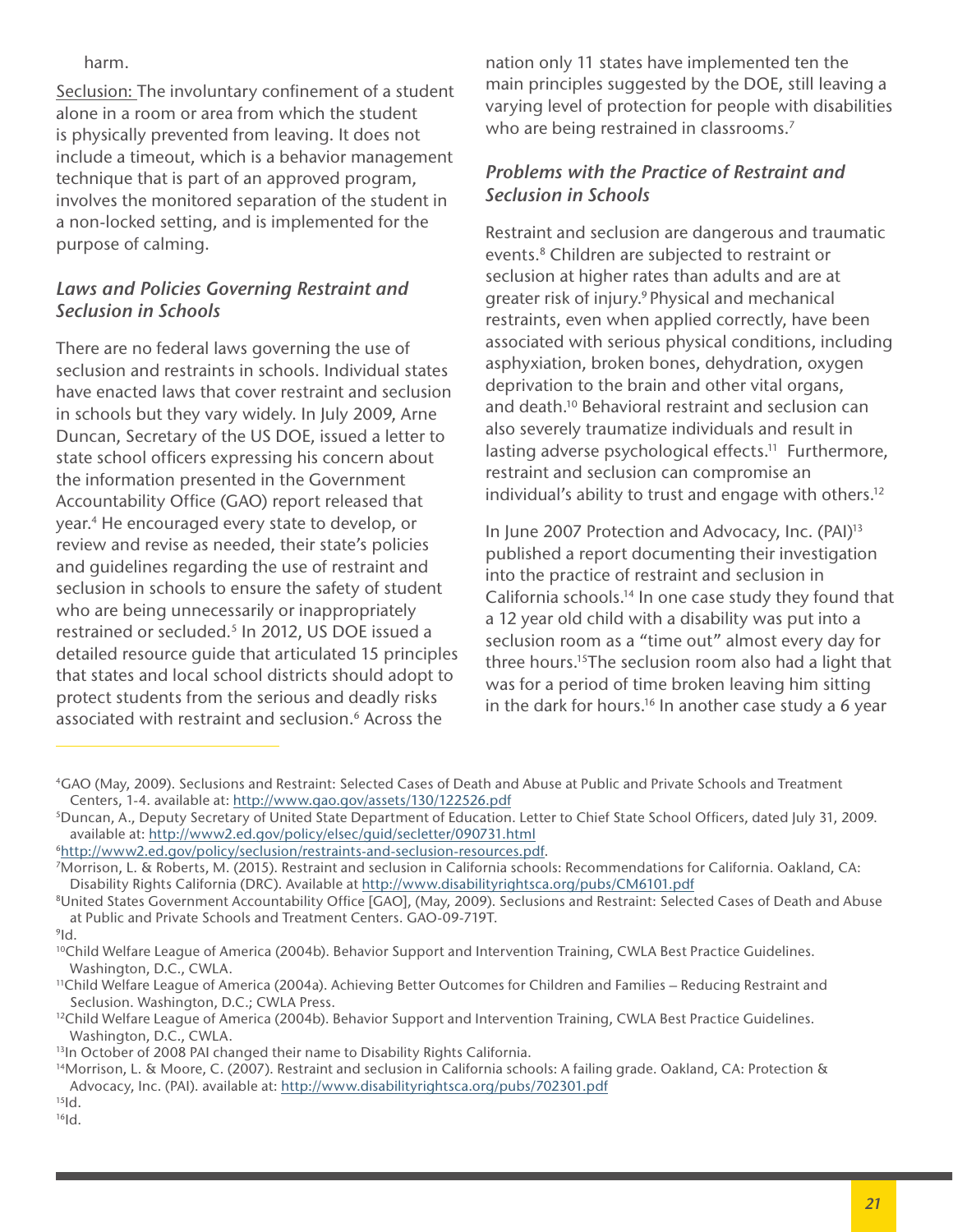harm.

Seclusion: The involuntary confinement of a student alone in a room or area from which the student is physically prevented from leaving. It does not include a timeout, which is a behavior management technique that is part of an approved program, involves the monitored separation of the student in a non-locked setting, and is implemented for the purpose of calming.

### *Laws and Policies Governing Restraint and Seclusion in Schools*

There are no federal laws governing the use of seclusion and restraints in schools. Individual states have enacted laws that cover restraint and seclusion in schools but they vary widely. In July 2009, Arne Duncan, Secretary of the US DOE, issued a letter to state school officers expressing his concern about the information presented in the Government Accountability Office (GAO) report released that year.[4] He encouraged every state to develop, or review and revise as needed, their state's policies and guidelines regarding the use of restraint and seclusion in schools to ensure the safety of student who are being unnecessarily or inappropriately restrained or secluded.[5] In 2012, US DOE issued a detailed resource guide that articulated 15 principles that states and local school districts should adopt to protect students from the serious and deadly risks associated with restraint and seclusion.[6] Across the nation only 11 states have implemented ten the main principles suggested by the DOE, still leaving a varying level of protection for people with disabilities who are being restrained in classrooms.[7]

### *Problems with the Practice of Restraint and Seclusion in Schools*

Restraint and seclusion are dangerous and traumatic events.[8] Children are subjected to restraint or seclusion at higher rates than adults and are at greater risk of injury.[9] Physical and mechanical restraints, even when applied correctly, have been associated with serious physical conditions, including asphyxiation, broken bones, dehydration, oxygen deprivation to the brain and other vital organs, and death.[10] Behavioral restraint and seclusion can also severely traumatize individuals and result in lasting adverse psychological effects.[11] Furthermore, restraint and seclusion can compromise an individual's ability to trust and engage with others.[12]

In June 2007 Protection and Advocacy, Inc. (PAI)[13] published a report documenting their investigation into the practice of restraint and seclusion in California schools.[14] In one case study they found that a 12 year old child with a disability was put into a seclusion room as a "time out" almost every day for three hours.[15] The seclusion room also had a light that was for a period of time broken leaving him sitting in the dark for hours.[16] In another case study a 6 year

---

[4] GAO (May, 2009). Seclusions and Restraint: Selected Cases of Death and Abuse at Public and Private Schools and Treatment Centers, 1-4. available at: http://www.gao.gov/assets/130/122526.pdf

[5] Duncan, A., Deputy Secretary of United State Department of Education. Letter to Chief State School Officers, dated July 31, 2009. available at: http://www2.ed.gov/policy/elsec/guid/secletter/090731.html

[6] http://www2.ed.gov/policy/seclusion/restraints-and-seclusion-resources.pdf.

[7] Morrison, L. & Roberts, M. (2015). Restraint and seclusion in California schools: Recommendations for California. Oakland, CA: Disability Rights California (DRC). Available at http://www.disabilityrightsca.org/pubs/CM6101.pdf

[8] United States Government Accountability Office [GAO], (May, 2009). Seclusions and Restraint: Selected Cases of Death and Abuse at Public and Private Schools and Treatment Centers. GAO-09-719T.

[9] Id.

[10] Child Welfare League of America (2004b). Behavior Support and Intervention Training, CWLA Best Practice Guidelines. Washington, D.C., CWLA.

[11] Child Welfare League of America (2004a). Achieving Better Outcomes for Children and Families – Reducing Restraint and Seclusion. Washington, D.C.; CWLA Press.

[12] Child Welfare League of America (2004b). Behavior Support and Intervention Training, CWLA Best Practice Guidelines. Washington, D.C., CWLA.

[13] In October of 2008 PAI changed their name to Disability Rights California.

[14] Morrison, L. & Moore, C. (2007). Restraint and seclusion in California schools: A failing grade. Oakland, CA: Protection & Advocacy, Inc. (PAI). available at: http://www.disabilityrightsca.org/pubs/702301.pdf

[15] Id.

[16] Id.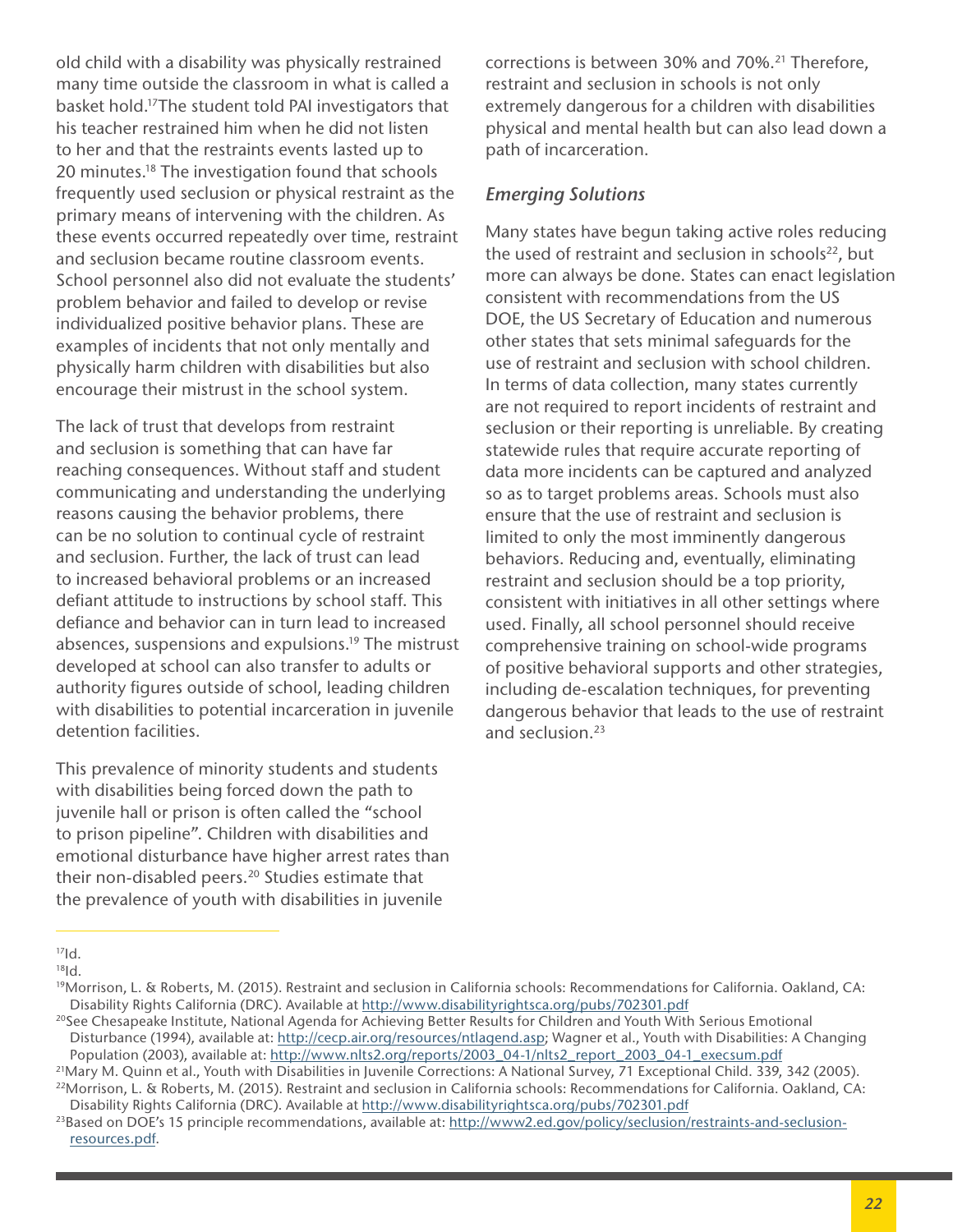old child with a disability was physically restrained many time outside the classroom in what is called a basket hold.[17]The student told PAI investigators that his teacher restrained him when he did not listen to her and that the restraints events lasted up to 20 minutes.[18] The investigation found that schools frequently used seclusion or physical restraint as the primary means of intervening with the children. As these events occurred repeatedly over time, restraint and seclusion became routine classroom events. School personnel also did not evaluate the students' problem behavior and failed to develop or revise individualized positive behavior plans. These are examples of incidents that not only mentally and physically harm children with disabilities but also encourage their mistrust in the school system.

The lack of trust that develops from restraint and seclusion is something that can have far reaching consequences. Without staff and student communicating and understanding the underlying reasons causing the behavior problems, there can be no solution to continual cycle of restraint and seclusion. Further, the lack of trust can lead to increased behavioral problems or an increased defiant attitude to instructions by school staff. This defiance and behavior can in turn lead to increased absences, suspensions and expulsions.[19] The mistrust developed at school can also transfer to adults or authority figures outside of school, leading children with disabilities to potential incarceration in juvenile detention facilities.

This prevalence of minority students and students with disabilities being forced down the path to juvenile hall or prison is often called the "school to prison pipeline". Children with disabilities and emotional disturbance have higher arrest rates than their non-disabled peers.[20] Studies estimate that the prevalence of youth with disabilities in juvenile corrections is between 30% and 70%.[21] Therefore, restraint and seclusion in schools is not only extremely dangerous for a children with disabilities physical and mental health but can also lead down a path of incarceration.

### *Emerging Solutions*

Many states have begun taking active roles reducing the used of restraint and seclusion in schools[22], but more can always be done. States can enact legislation consistent with recommendations from the US DOE, the US Secretary of Education and numerous other states that sets minimal safeguards for the use of restraint and seclusion with school children. In terms of data collection, many states currently are not required to report incidents of restraint and seclusion or their reporting is unreliable. By creating statewide rules that require accurate reporting of data more incidents can be captured and analyzed so as to target problems areas. Schools must also ensure that the use of restraint and seclusion is limited to only the most imminently dangerous behaviors. Reducing and, eventually, eliminating restraint and seclusion should be a top priority, consistent with initiatives in all other settings where used. Finally, all school personnel should receive comprehensive training on school-wide programs of positive behavioral supports and other strategies, including de-escalation techniques, for preventing dangerous behavior that leads to the use of restraint and seclusion.[23]

---

[17]Id.

[18]Id.

[19]Morrison, L. & Roberts, M. (2015). Restraint and seclusion in California schools: Recommendations for California. Oakland, CA: Disability Rights California (DRC). Available at http://www.disabilityrightsca.org/pubs/702301.pdf

[20]See Chesapeake Institute, National Agenda for Achieving Better Results for Children and Youth With Serious Emotional Disturbance (1994), available at: http://cecp.air.org/resources/ntlagend.asp; Wagner et al., Youth with Disabilities: A Changing Population (2003), available at: http://www.nlts2.org/reports/2003_04-1/nlts2_report_2003_04-1_execsum.pdf

[21]Mary M. Quinn et al., Youth with Disabilities in Juvenile Corrections: A National Survey, 71 Exceptional Child. 339, 342 (2005).

[22]Morrison, L. & Roberts, M. (2015). Restraint and seclusion in California schools: Recommendations for California. Oakland, CA: Disability Rights California (DRC). Available at http://www.disabilityrightsca.org/pubs/702301.pdf

[23]Based on DOE's 15 principle recommendations, available at: http://www2.ed.gov/policy/seclusion/restraints-and-seclusion-resources.pdf.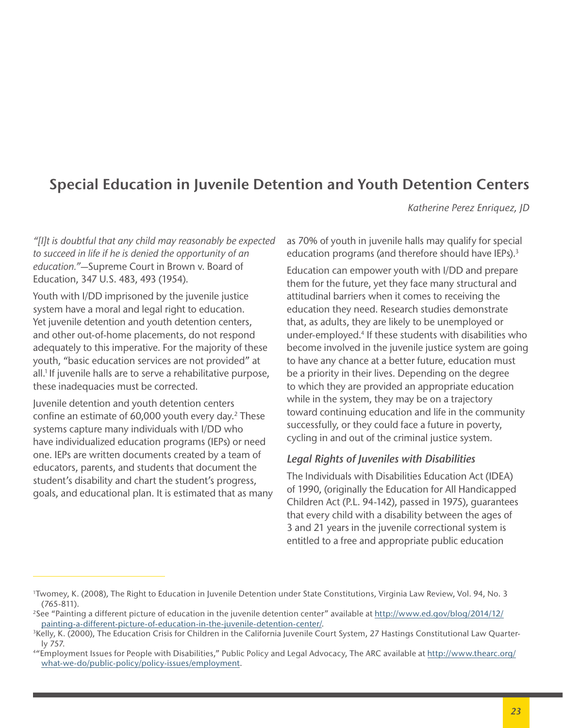## Special Education in Juvenile Detention and Youth Detention Centers

*Katherine Perez Enriquez, JD*

*"[I]t is doubtful that any child may reasonably be expected to succeed in life if he is denied the opportunity of an education."*—Supreme Court in Brown v. Board of Education, 347 U.S. 483, 493 (1954).

Youth with I/DD imprisoned by the juvenile justice system have a moral and legal right to education. Yet juvenile detention and youth detention centers, and other out-of-home placements, do not respond adequately to this imperative. For the majority of these youth, "basic education services are not provided" at all.[1] If juvenile halls are to serve a rehabilitative purpose, these inadequacies must be corrected.

Juvenile detention and youth detention centers confine an estimate of 60,000 youth every day.[2] These systems capture many individuals with I/DD who have individualized education programs (IEPs) or need one. IEPs are written documents created by a team of educators, parents, and students that document the student's disability and chart the student's progress, goals, and educational plan. It is estimated that as many as 70% of youth in juvenile halls may qualify for special education programs (and therefore should have IEPs).[3]

Education can empower youth with I/DD and prepare them for the future, yet they face many structural and attitudinal barriers when it comes to receiving the education they need. Research studies demonstrate that, as adults, they are likely to be unemployed or under-employed.[4] If these students with disabilities who become involved in the juvenile justice system are going to have any chance at a better future, education must be a priority in their lives. Depending on the degree to which they are provided an appropriate education while in the system, they may be on a trajectory toward continuing education and life in the community successfully, or they could face a future in poverty, cycling in and out of the criminal justice system.

### *Legal Rights of Juveniles with Disabilities*

The Individuals with Disabilities Education Act (IDEA) of 1990, (originally the Education for All Handicapped Children Act (P.L. 94-142), passed in 1975), guarantees that every child with a disability between the ages of 3 and 21 years in the juvenile correctional system is entitled to a free and appropriate public education

---

[1] Twomey, K. (2008), The Right to Education in Juvenile Detention under State Constitutions, Virginia Law Review, Vol. 94, No. 3 (765-811).

[2] See "Painting a different picture of education in the juvenile detention center" available at http://www.ed.gov/blog/2014/12/painting-a-different-picture-of-education-in-the-juvenile-detention-center/.

[3] Kelly, K. (2000), The Education Crisis for Children in the California Juvenile Court System, 27 Hastings Constitutional Law Quarterly 757.

[4] "Employment Issues for People with Disabilities," Public Policy and Legal Advocacy, The ARC available at http://www.thearc.org/what-we-do/public-policy/policy-issues/employment.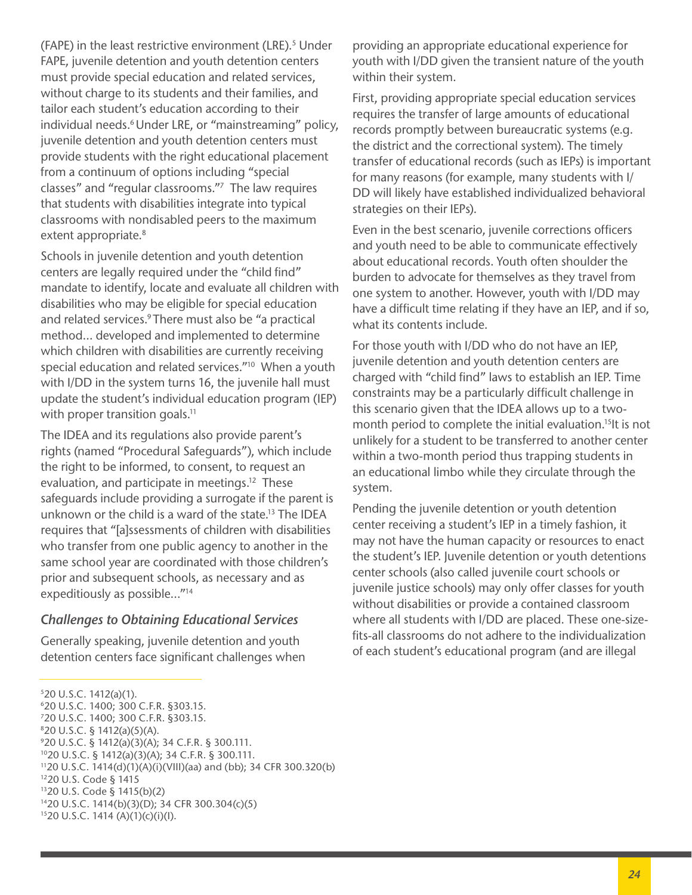(FAPE) in the least restrictive environment (LRE).[5] Under FAPE, juvenile detention and youth detention centers must provide special education and related services, without charge to its students and their families, and tailor each student's education according to their individual needs.[6] Under LRE, or "mainstreaming" policy, juvenile detention and youth detention centers must provide students with the right educational placement from a continuum of options including "special classes" and "regular classrooms."[7] The law requires that students with disabilities integrate into typical classrooms with nondisabled peers to the maximum extent appropriate.[8]

Schools in juvenile detention and youth detention centers are legally required under the "child find" mandate to identify, locate and evaluate all children with disabilities who may be eligible for special education and related services.[9] There must also be "a practical method... developed and implemented to determine which children with disabilities are currently receiving special education and related services."[10] When a youth with I/DD in the system turns 16, the juvenile hall must update the student's individual education program (IEP) with proper transition goals.[11]

The IDEA and its regulations also provide parent's rights (named "Procedural Safeguards"), which include the right to be informed, to consent, to request an evaluation, and participate in meetings.[12] These safeguards include providing a surrogate if the parent is unknown or the child is a ward of the state.[13] The IDEA requires that "[a]ssessments of children with disabilities who transfer from one public agency to another in the same school year are coordinated with those children's prior and subsequent schools, as necessary and as expeditiously as possible..."[14]

### *Challenges to Obtaining Educational Services*

Generally speaking, juvenile detention and youth detention centers face significant challenges when providing an appropriate educational experience for youth with I/DD given the transient nature of the youth within their system.

First, providing appropriate special education services requires the transfer of large amounts of educational records promptly between bureaucratic systems (e.g. the district and the correctional system). The timely transfer of educational records (such as IEPs) is important for many reasons (for example, many students with I/DD will likely have established individualized behavioral strategies on their IEPs).

Even in the best scenario, juvenile corrections officers and youth need to be able to communicate effectively about educational records. Youth often shoulder the burden to advocate for themselves as they travel from one system to another. However, youth with I/DD may have a difficult time relating if they have an IEP, and if so, what its contents include.

For those youth with I/DD who do not have an IEP, juvenile detention and youth detention centers are charged with "child find" laws to establish an IEP. Time constraints may be a particularly difficult challenge in this scenario given that the IDEA allows up to a two-month period to complete the initial evaluation.[15] It is not unlikely for a student to be transferred to another center within a two-month period thus trapping students in an educational limbo while they circulate through the system.

Pending the juvenile detention or youth detention center receiving a student's IEP in a timely fashion, it may not have the human capacity or resources to enact the student's IEP. Juvenile detention or youth detentions center schools (also called juvenile court schools or juvenile justice schools) may only offer classes for youth without disabilities or provide a contained classroom where all students with I/DD are placed. These one-size-fits-all classrooms do not adhere to the individualization of each student's educational program (and are illegal

---

[5] 20 U.S.C. 1412(a)(1).
[6] 20 U.S.C. 1400; 300 C.F.R. §303.15.
[7] 20 U.S.C. 1400; 300 C.F.R. §303.15.
[8] 20 U.S.C. § 1412(a)(5)(A).
[9] 20 U.S.C. § 1412(a)(3)(A); 34 C.F.R. § 300.111.
[10] 20 U.S.C. § 1412(a)(3)(A); 34 C.F.R. § 300.111.
[11] 20 U.S.C. 1414(d)(1)(A)(i)(VIII)(aa) and (bb); 34 CFR 300.320(b)
[12] 20 U.S. Code § 1415
[13] 20 U.S. Code § 1415(b)(2)
[14] 20 U.S.C. 1414(b)(3)(D); 34 CFR 300.304(c)(5)
[15] 20 U.S.C. 1414 (A)(1)(c)(i)(I).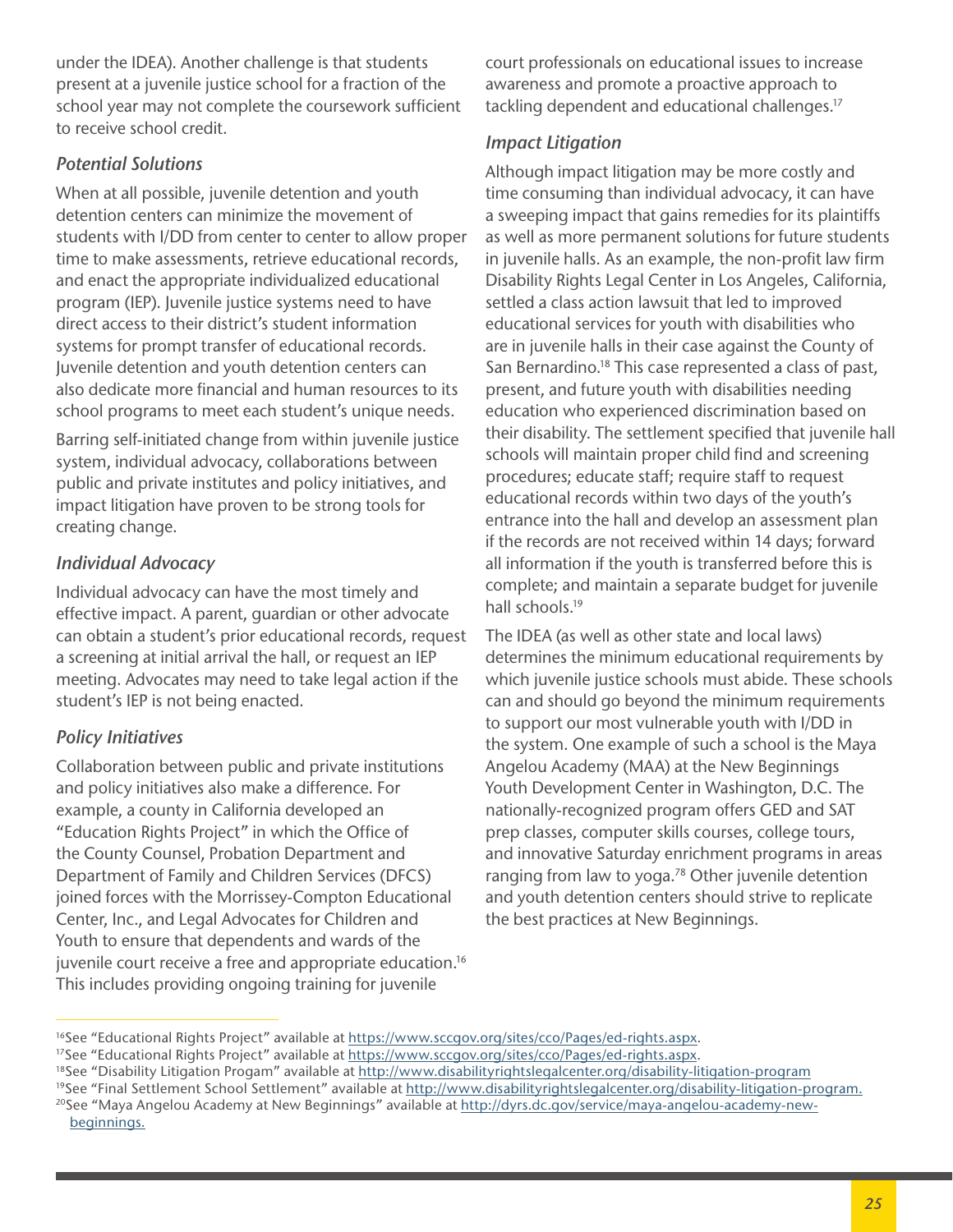under the IDEA). Another challenge is that students present at a juvenile justice school for a fraction of the school year may not complete the coursework sufficient to receive school credit.

### *Potential Solutions*

When at all possible, juvenile detention and youth detention centers can minimize the movement of students with I/DD from center to center to allow proper time to make assessments, retrieve educational records, and enact the appropriate individualized educational program (IEP). Juvenile justice systems need to have direct access to their district's student information systems for prompt transfer of educational records. Juvenile detention and youth detention centers can also dedicate more financial and human resources to its school programs to meet each student's unique needs.

Barring self-initiated change from within juvenile justice system, individual advocacy, collaborations between public and private institutes and policy initiatives, and impact litigation have proven to be strong tools for creating change.

### *Individual Advocacy*

Individual advocacy can have the most timely and effective impact. A parent, guardian or other advocate can obtain a student's prior educational records, request a screening at initial arrival the hall, or request an IEP meeting. Advocates may need to take legal action if the student's IEP is not being enacted.

### *Policy Initiatives*

Collaboration between public and private institutions and policy initiatives also make a difference. For example, a county in California developed an "Education Rights Project" in which the Office of the County Counsel, Probation Department and Department of Family and Children Services (DFCS) joined forces with the Morrissey-Compton Educational Center, Inc., and Legal Advocates for Children and Youth to ensure that dependents and wards of the juvenile court receive a free and appropriate education.[16] This includes providing ongoing training for juvenile court professionals on educational issues to increase awareness and promote a proactive approach to tackling dependent and educational challenges.[17]

### *Impact Litigation*

Although impact litigation may be more costly and time consuming than individual advocacy, it can have a sweeping impact that gains remedies for its plaintiffs as well as more permanent solutions for future students in juvenile halls. As an example, the non-profit law firm Disability Rights Legal Center in Los Angeles, California, settled a class action lawsuit that led to improved educational services for youth with disabilities who are in juvenile halls in their case against the County of San Bernardino.[18] This case represented a class of past, present, and future youth with disabilities needing education who experienced discrimination based on their disability. The settlement specified that juvenile hall schools will maintain proper child find and screening procedures; educate staff; require staff to request educational records within two days of the youth's entrance into the hall and develop an assessment plan if the records are not received within 14 days; forward all information if the youth is transferred before this is complete; and maintain a separate budget for juvenile hall schools.[19]

The IDEA (as well as other state and local laws) determines the minimum educational requirements by which juvenile justice schools must abide. These schools can and should go beyond the minimum requirements to support our most vulnerable youth with I/DD in the system. One example of such a school is the Maya Angelou Academy (MAA) at the New Beginnings Youth Development Center in Washington, D.C. The nationally-recognized program offers GED and SAT prep classes, computer skills courses, college tours, and innovative Saturday enrichment programs in areas ranging from law to yoga.[78] Other juvenile detention and youth detention centers should strive to replicate the best practices at New Beginnings.

---

[16]See "Educational Rights Project" available at https://www.sccgov.org/sites/cco/Pages/ed-rights.aspx.
[17]See "Educational Rights Project" available at https://www.sccgov.org/sites/cco/Pages/ed-rights.aspx.
[18]See "Disability Litigation Progam" available at http://www.disabilityrightslegalcenter.org/disability-litigation-program
[19]See "Final Settlement School Settlement" available at http://www.disabilityrightslegalcenter.org/disability-litigation-program.
[20]See "Maya Angelou Academy at New Beginnings" available at http://dyrs.dc.gov/service/maya-angelou-academy-new-beginnings.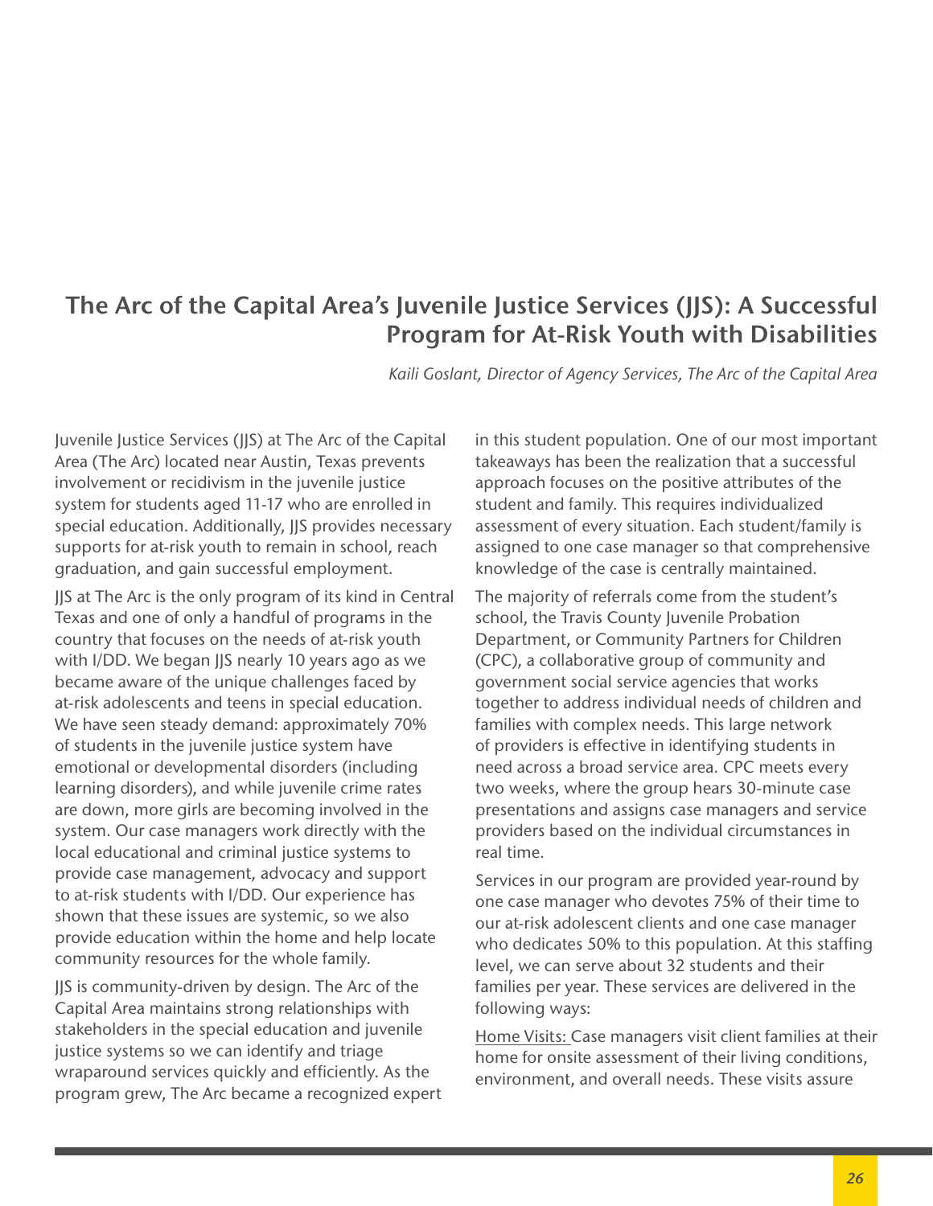## The Arc of the Capital Area's Juvenile Justice Services (JJS): A Successful Program for At-Risk Youth with Disabilities

*Kaili Goslant, Director of Agency Services, The Arc of the Capital Area*

Juvenile Justice Services (JJS) at The Arc of the Capital Area (The Arc) located near Austin, Texas prevents involvement or recidivism in the juvenile justice system for students aged 11-17 who are enrolled in special education. Additionally, JJS provides necessary supports for at-risk youth to remain in school, reach graduation, and gain successful employment.

JJS at The Arc is the only program of its kind in Central Texas and one of only a handful of programs in the country that focuses on the needs of at-risk youth with I/DD. We began JJS nearly 10 years ago as we became aware of the unique challenges faced by at-risk adolescents and teens in special education. We have seen steady demand: approximately 70% of students in the juvenile justice system have emotional or developmental disorders (including learning disorders), and while juvenile crime rates are down, more girls are becoming involved in the system. Our case managers work directly with the local educational and criminal justice systems to provide case management, advocacy and support to at-risk students with I/DD. Our experience has shown that these issues are systemic, so we also provide education within the home and help locate community resources for the whole family.

JJS is community-driven by design. The Arc of the Capital Area maintains strong relationships with stakeholders in the special education and juvenile justice systems so we can identify and triage wraparound services quickly and efficiently. As the program grew, The Arc became a recognized expert in this student population. One of our most important takeaways has been the realization that a successful approach focuses on the positive attributes of the student and family. This requires individualized assessment of every situation. Each student/family is assigned to one case manager so that comprehensive knowledge of the case is centrally maintained.

The majority of referrals come from the student's school, the Travis County Juvenile Probation Department, or Community Partners for Children (CPC), a collaborative group of community and government social service agencies that works together to address individual needs of children and families with complex needs. This large network of providers is effective in identifying students in need across a broad service area. CPC meets every two weeks, where the group hears 30-minute case presentations and assigns case managers and service providers based on the individual circumstances in real time.

Services in our program are provided year-round by one case manager who devotes 75% of their time to our at-risk adolescent clients and one case manager who dedicates 50% to this population. At this staffing level, we can serve about 32 students and their families per year. These services are delivered in the following ways:

Home Visits: Case managers visit client families at their home for onsite assessment of their living conditions, environment, and overall needs. These visits assure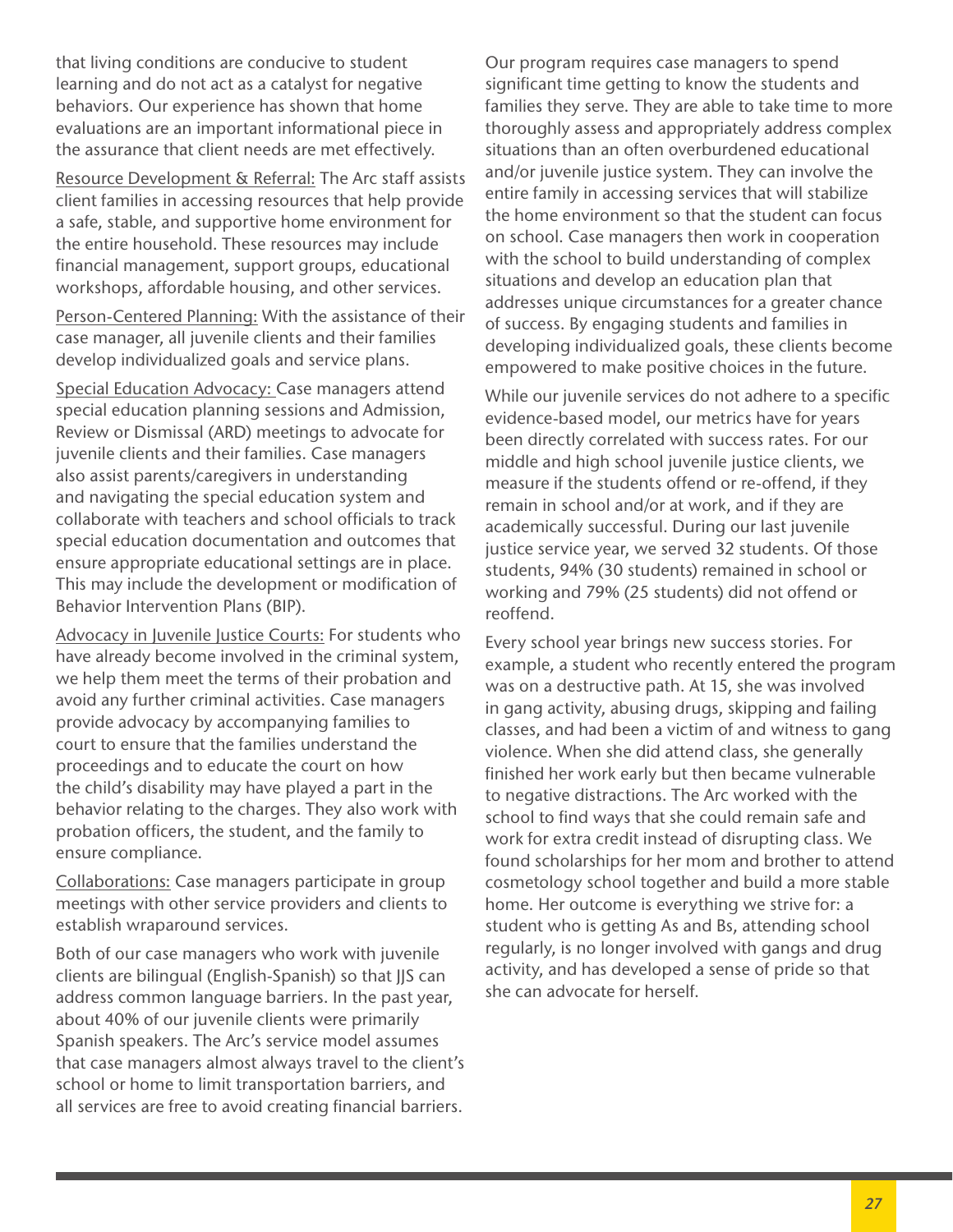that living conditions are conducive to student learning and do not act as a catalyst for negative behaviors. Our experience has shown that home evaluations are an important informational piece in the assurance that client needs are met effectively.

Resource Development & Referral: The Arc staff assists client families in accessing resources that help provide a safe, stable, and supportive home environment for the entire household. These resources may include financial management, support groups, educational workshops, affordable housing, and other services.

Person-Centered Planning: With the assistance of their case manager, all juvenile clients and their families develop individualized goals and service plans.

Special Education Advocacy: Case managers attend special education planning sessions and Admission, Review or Dismissal (ARD) meetings to advocate for juvenile clients and their families. Case managers also assist parents/caregivers in understanding and navigating the special education system and collaborate with teachers and school officials to track special education documentation and outcomes that ensure appropriate educational settings are in place. This may include the development or modification of Behavior Intervention Plans (BIP).

Advocacy in Juvenile Justice Courts: For students who have already become involved in the criminal system, we help them meet the terms of their probation and avoid any further criminal activities. Case managers provide advocacy by accompanying families to court to ensure that the families understand the proceedings and to educate the court on how the child's disability may have played a part in the behavior relating to the charges. They also work with probation officers, the student, and the family to ensure compliance.

Collaborations: Case managers participate in group meetings with other service providers and clients to establish wraparound services.

Both of our case managers who work with juvenile clients are bilingual (English-Spanish) so that JJS can address common language barriers. In the past year, about 40% of our juvenile clients were primarily Spanish speakers. The Arc's service model assumes that case managers almost always travel to the client's school or home to limit transportation barriers, and all services are free to avoid creating financial barriers.

Our program requires case managers to spend significant time getting to know the students and families they serve. They are able to take time to more thoroughly assess and appropriately address complex situations than an often overburdened educational and/or juvenile justice system. They can involve the entire family in accessing services that will stabilize the home environment so that the student can focus on school. Case managers then work in cooperation with the school to build understanding of complex situations and develop an education plan that addresses unique circumstances for a greater chance of success. By engaging students and families in developing individualized goals, these clients become empowered to make positive choices in the future.

While our juvenile services do not adhere to a specific evidence-based model, our metrics have for years been directly correlated with success rates. For our middle and high school juvenile justice clients, we measure if the students offend or re-offend, if they remain in school and/or at work, and if they are academically successful. During our last juvenile justice service year, we served 32 students. Of those students, 94% (30 students) remained in school or working and 79% (25 students) did not offend or reoffend.

Every school year brings new success stories. For example, a student who recently entered the program was on a destructive path. At 15, she was involved in gang activity, abusing drugs, skipping and failing classes, and had been a victim of and witness to gang violence. When she did attend class, she generally finished her work early but then became vulnerable to negative distractions. The Arc worked with the school to find ways that she could remain safe and work for extra credit instead of disrupting class. We found scholarships for her mom and brother to attend cosmetology school together and build a more stable home. Her outcome is everything we strive for: a student who is getting As and Bs, attending school regularly, is no longer involved with gangs and drug activity, and has developed a sense of pride so that she can advocate for herself.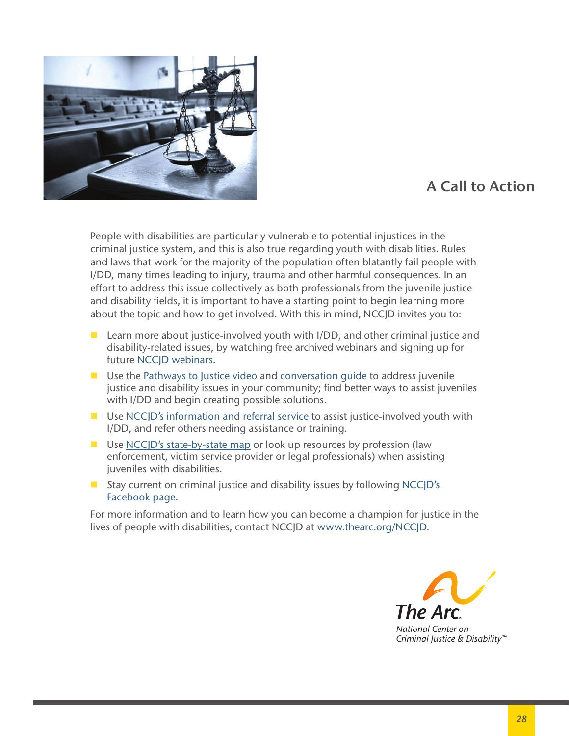## A Call to Action

People with disabilities are particularly vulnerable to potential injustices in the criminal justice system, and this is also true regarding youth with disabilities. Rules and laws that work for the majority of the population often blatantly fail people with I/DD, many times leading to injury, trauma and other harmful consequences. In an effort to address this issue collectively as both professionals from the juvenile justice and disability fields, it is important to have a starting point to begin learning more about the topic and how to get involved. With this in mind, NCCJD invites you to:

- Learn more about justice-involved youth with I/DD, and other criminal justice and disability-related issues, by watching free archived webinars and signing up for future NCCJD webinars.
- Use the Pathways to Justice video and conversation guide to address juvenile justice and disability issues in your community; find better ways to assist juveniles with I/DD and begin creating possible solutions.
- Use NCCJD's information and referral service to assist justice-involved youth with I/DD, and refer others needing assistance or training.
- Use NCCJD's state-by-state map or look up resources by profession (law enforcement, victim service provider or legal professionals) when assisting juveniles with disabilities.
- Stay current on criminal justice and disability issues by following NCCJD's Facebook page.

For more information and to learn how you can become a champion for justice in the lives of people with disabilities, contact NCCJD at www.thearc.org/NCCJD.

The Arc.
*National Center on Criminal Justice & Disability™*